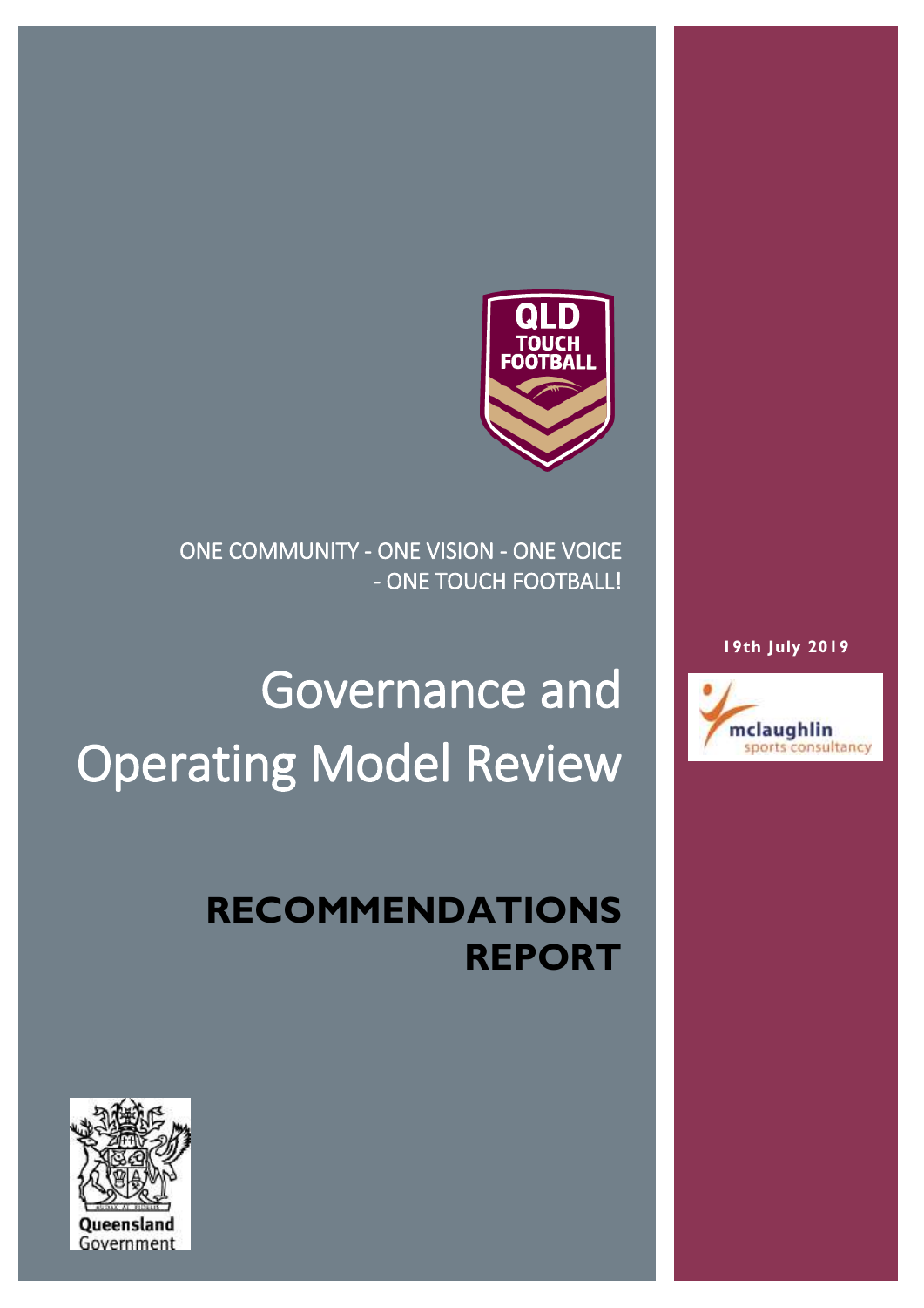ONE COMMUNITY - ONE VISION - ONE VOICE - ONE TOUCH FOOTBALL!

# Governance and Operating Model Review

## RECOMMENDATIONS REPORT

19th July 2019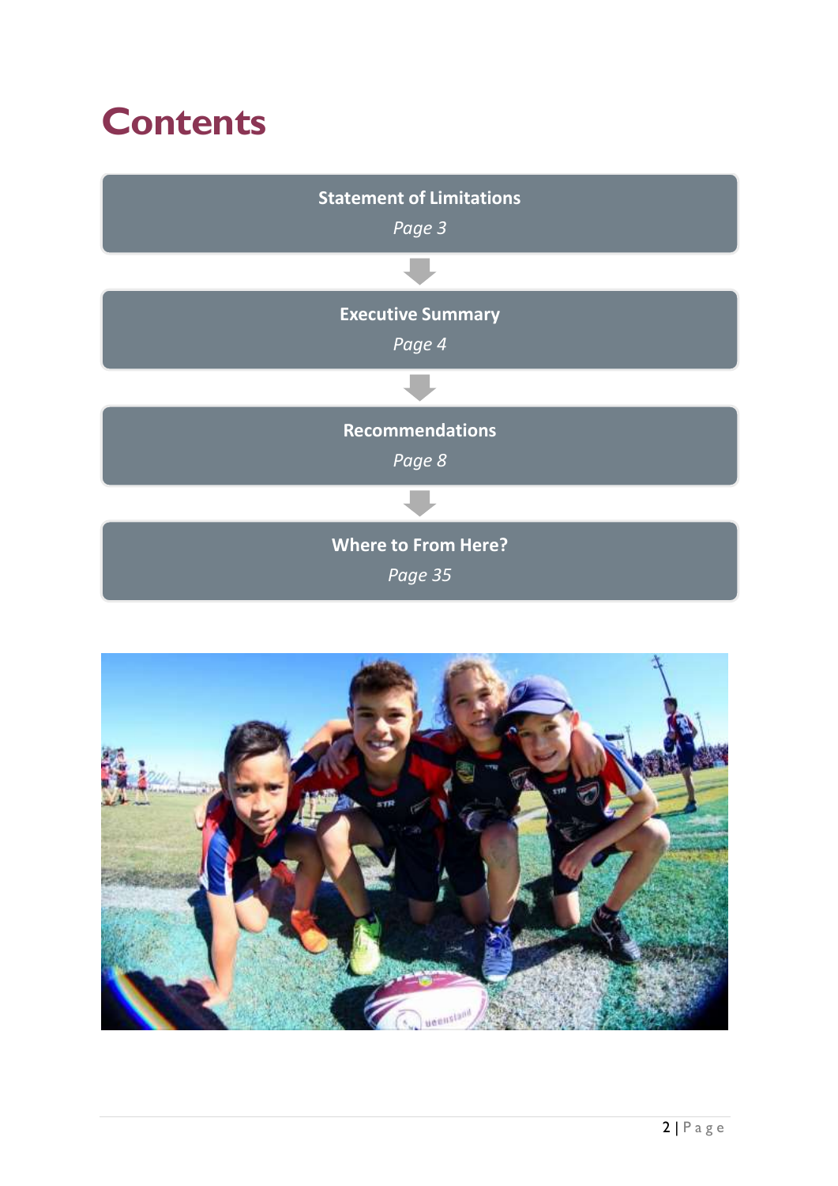# Contents

**Statement of Limitations**
*Page 3*

**Executive Summary**
*Page 4*

**Recommendations**
*Page 8*

**Where to From Here?**
*Page 35*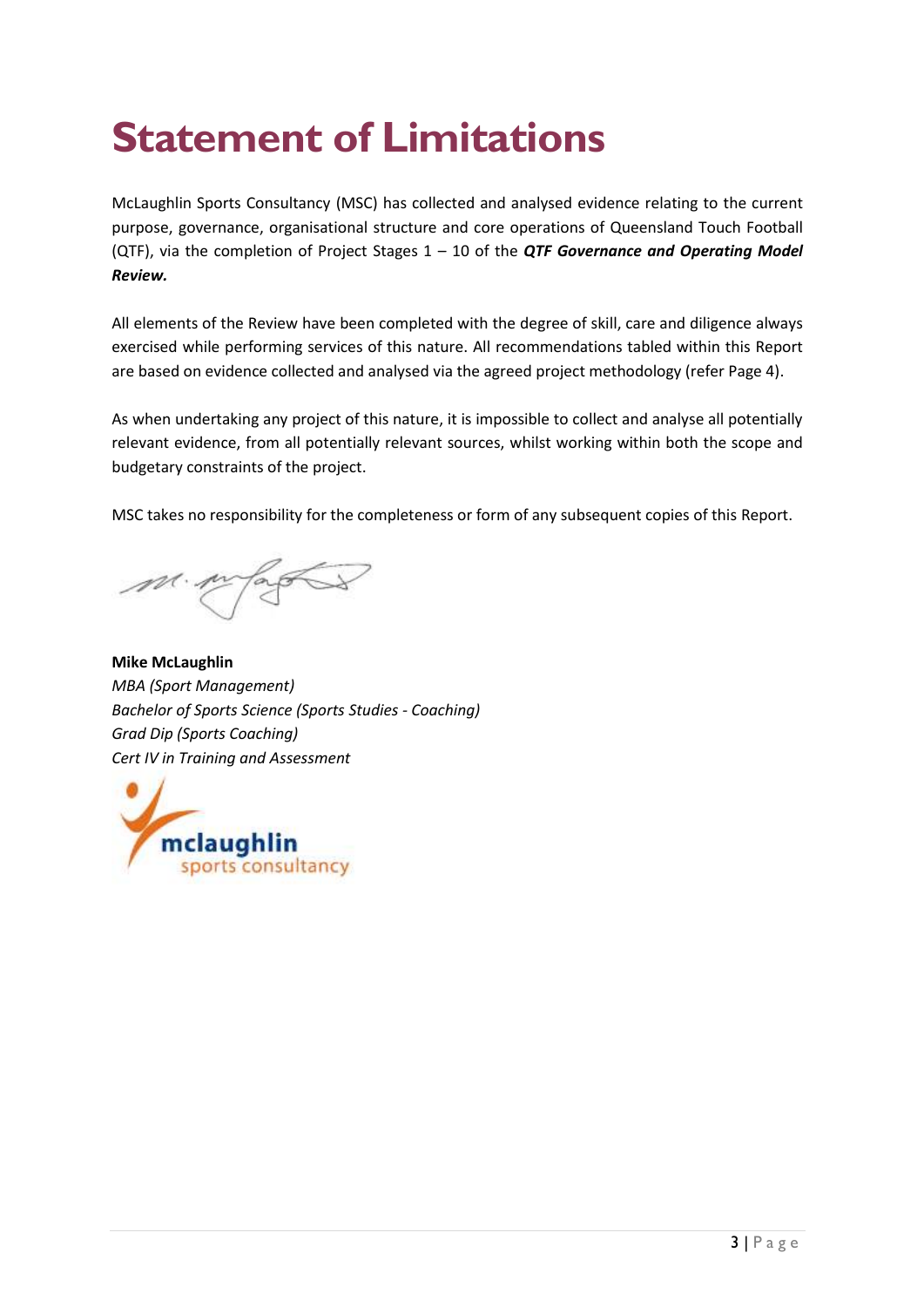# Statement of Limitations

McLaughlin Sports Consultancy (MSC) has collected and analysed evidence relating to the current purpose, governance, organisational structure and core operations of Queensland Touch Football (QTF), via the completion of Project Stages 1 – 10 of the ***QTF Governance and Operating Model Review.***

All elements of the Review have been completed with the degree of skill, care and diligence always exercised while performing services of this nature. All recommendations tabled within this Report are based on evidence collected and analysed via the agreed project methodology (refer Page 4).

As when undertaking any project of this nature, it is impossible to collect and analyse all potentially relevant evidence, from all potentially relevant sources, whilst working within both the scope and budgetary constraints of the project.

MSC takes no responsibility for the completeness or form of any subsequent copies of this Report.

**Mike McLaughlin**
*MBA (Sport Management)*
*Bachelor of Sports Science (Sports Studies - Coaching)*
*Grad Dip (Sports Coaching)*
*Cert IV in Training and Assessment*

mclaughlin sports consultancy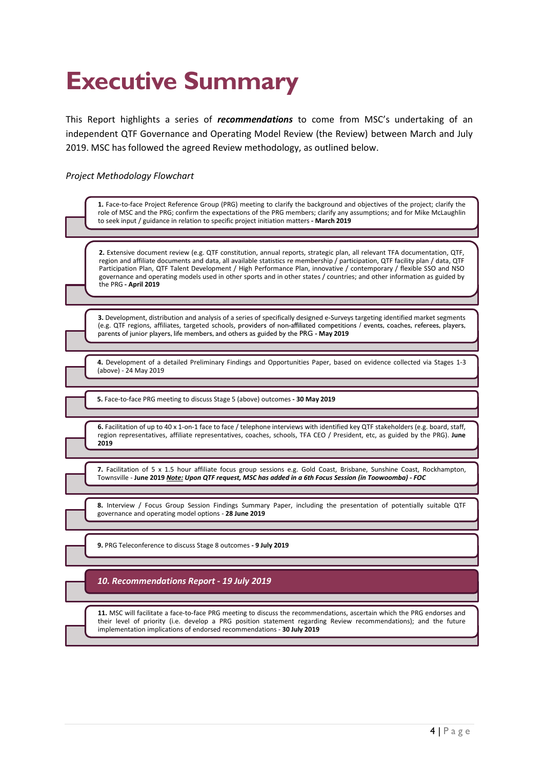# Executive Summary

This Report highlights a series of ***recommendations*** to come from MSC's undertaking of an independent QTF Governance and Operating Model Review (the Review) between March and July 2019. MSC has followed the agreed Review methodology, as outlined below.

*Project Methodology Flowchart*

**1.** Face-to-face Project Reference Group (PRG) meeting to clarify the background and objectives of the project; clarify the role of MSC and the PRG; confirm the expectations of the PRG members; clarify any assumptions; and for Mike McLaughlin to seek input / guidance in relation to specific project initiation matters **- March 2019**

**2.** Extensive document review (e.g. QTF constitution, annual reports, strategic plan, all relevant TFA documentation, QTF, region and affiliate documents and data, all available statistics re membership / participation, QTF facility plan / data, QTF Participation Plan, QTF Talent Development / High Performance Plan, innovative / contemporary / flexible SSO and NSO governance and operating models used in other sports and in other states / countries; and other information as guided by the PRG **- April 2019**

**3.** Development, distribution and analysis of a series of specifically designed e-Surveys targeting identified market segments (e.g. QTF regions, affiliates, targeted schools, providers of non-affiliated competitions / events, coaches, referees, players, parents of junior players, life members, and others as guided by the PRG **- May 2019**

**4.** Development of a detailed Preliminary Findings and Opportunities Paper, based on evidence collected via Stages 1-3 (above) - 24 May 2019

**5.** Face-to-face PRG meeting to discuss Stage 5 (above) outcomes **- 30 May 2019**

**6.** Facilitation of up to 40 x 1-on-1 face to face / telephone interviews with identified key QTF stakeholders (e.g. board, staff, region representatives, affiliate representatives, coaches, schools, TFA CEO / President, etc, as guided by the PRG). **June 2019**

**7.** Facilitation of 5 x 1.5 hour affiliate focus group sessions e.g. Gold Coast, Brisbane, Sunshine Coast, Rockhampton, Townsville - **June 2019** ***Note:*** ***Upon QTF request, MSC has added in a 6th Focus Session (in Toowoomba) - FOC***

**8.** Interview / Focus Group Session Findings Summary Paper, including the presentation of potentially suitable QTF governance and operating model options **- 28 June 2019**

**9.** PRG Teleconference to discuss Stage 8 outcomes **- 9 July 2019**

***10. Recommendations Report - 19 July 2019***

**11.** MSC will facilitate a face-to-face PRG meeting to discuss the recommendations, ascertain which the PRG endorses and their level of priority (i.e. develop a PRG position statement regarding Review recommendations); and the future implementation implications of endorsed recommendations **- 30 July 2019**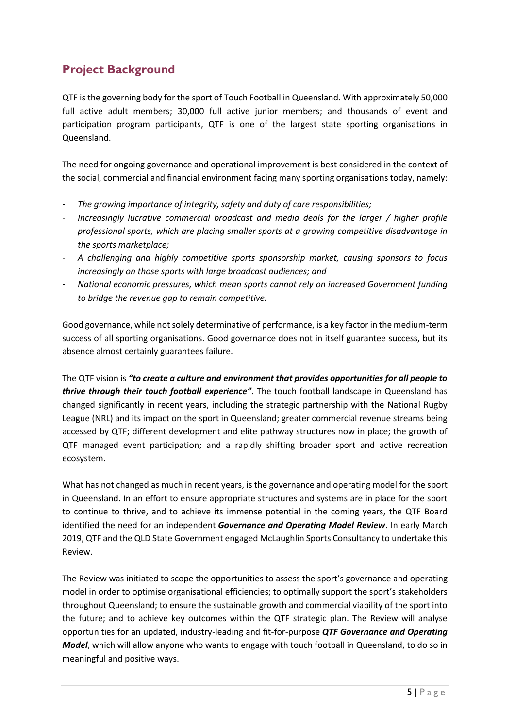## Project Background

QTF is the governing body for the sport of Touch Football in Queensland. With approximately 50,000 full active adult members; 30,000 full active junior members; and thousands of event and participation program participants, QTF is one of the largest state sporting organisations in Queensland.

The need for ongoing governance and operational improvement is best considered in the context of the social, commercial and financial environment facing many sporting organisations today, namely:

- *The growing importance of integrity, safety and duty of care responsibilities;*
- *Increasingly lucrative commercial broadcast and media deals for the larger / higher profile professional sports, which are placing smaller sports at a growing competitive disadvantage in the sports marketplace;*
- *A challenging and highly competitive sports sponsorship market, causing sponsors to focus increasingly on those sports with large broadcast audiences; and*
- *National economic pressures, which mean sports cannot rely on increased Government funding to bridge the revenue gap to remain competitive.*

Good governance, while not solely determinative of performance, is a key factor in the medium-term success of all sporting organisations. Good governance does not in itself guarantee success, but its absence almost certainly guarantees failure.

The QTF vision is ***"to create a culture and environment that provides opportunities for all people to thrive through their touch football experience"***. The touch football landscape in Queensland has changed significantly in recent years, including the strategic partnership with the National Rugby League (NRL) and its impact on the sport in Queensland; greater commercial revenue streams being accessed by QTF; different development and elite pathway structures now in place; the growth of QTF managed event participation; and a rapidly shifting broader sport and active recreation ecosystem.

What has not changed as much in recent years, is the governance and operating model for the sport in Queensland. In an effort to ensure appropriate structures and systems are in place for the sport to continue to thrive, and to achieve its immense potential in the coming years, the QTF Board identified the need for an independent ***Governance and Operating Model Review***. In early March 2019, QTF and the QLD State Government engaged McLaughlin Sports Consultancy to undertake this Review.

The Review was initiated to scope the opportunities to assess the sport's governance and operating model in order to optimise organisational efficiencies; to optimally support the sport's stakeholders throughout Queensland; to ensure the sustainable growth and commercial viability of the sport into the future; and to achieve key outcomes within the QTF strategic plan. The Review will analyse opportunities for an updated, industry-leading and fit-for-purpose ***QTF Governance and Operating Model***, which will allow anyone who wants to engage with touch football in Queensland, to do so in meaningful and positive ways.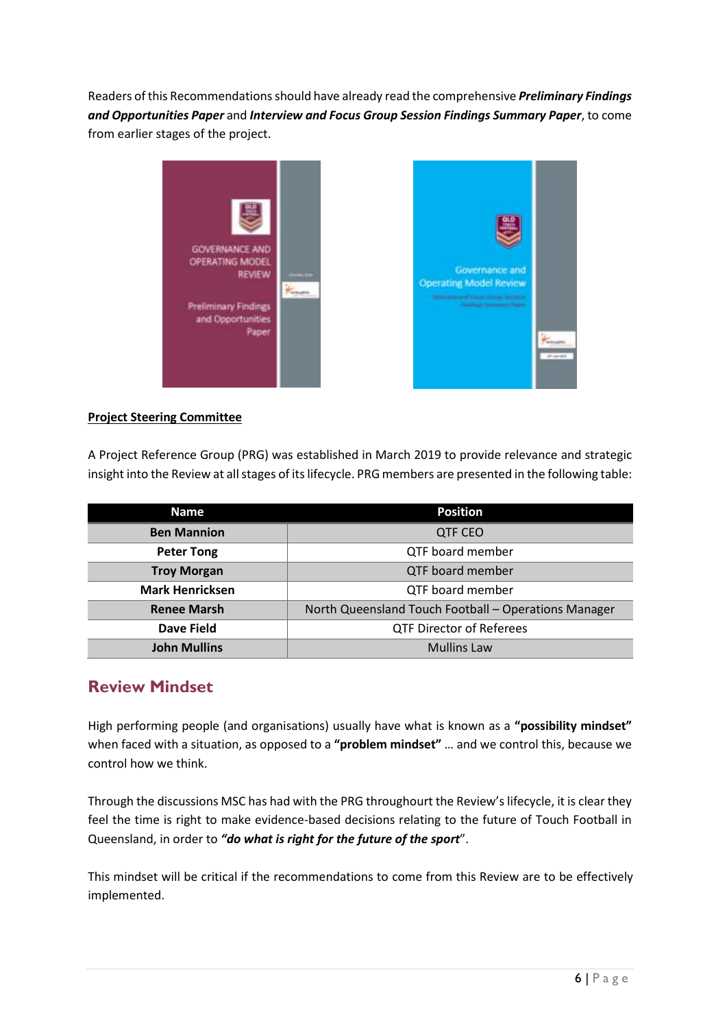Readers of this Recommendations should have already read the comprehensive ***Preliminary Findings and Opportunities Paper*** and ***Interview and Focus Group Session Findings Summary Paper***, to come from earlier stages of the project.

**Project Steering Committee**

A Project Reference Group (PRG) was established in March 2019 to provide relevance and strategic insight into the Review at all stages of its lifecycle. PRG members are presented in the following table:

| Name | Position |
|---|---|
| **Ben Mannion** | QTF CEO |
| **Peter Tong** | QTF board member |
| **Troy Morgan** | QTF board member |
| **Mark Henricksen** | QTF board member |
| **Renee Marsh** | North Queensland Touch Football – Operations Manager |
| **Dave Field** | QTF Director of Referees |
| **John Mullins** | Mullins Law |

## Review Mindset

High performing people (and organisations) usually have what is known as a **"possibility mindset"** when faced with a situation, as opposed to a **"problem mindset"** … and we control this, because we control how we think.

Through the discussions MSC has had with the PRG throughourt the Review's lifecycle, it is clear they feel the time is right to make evidence-based decisions relating to the future of Touch Football in Queensland, in order to ***"do what is right for the future of the sport***".

This mindset will be critical if the recommendations to come from this Review are to be effectively implemented.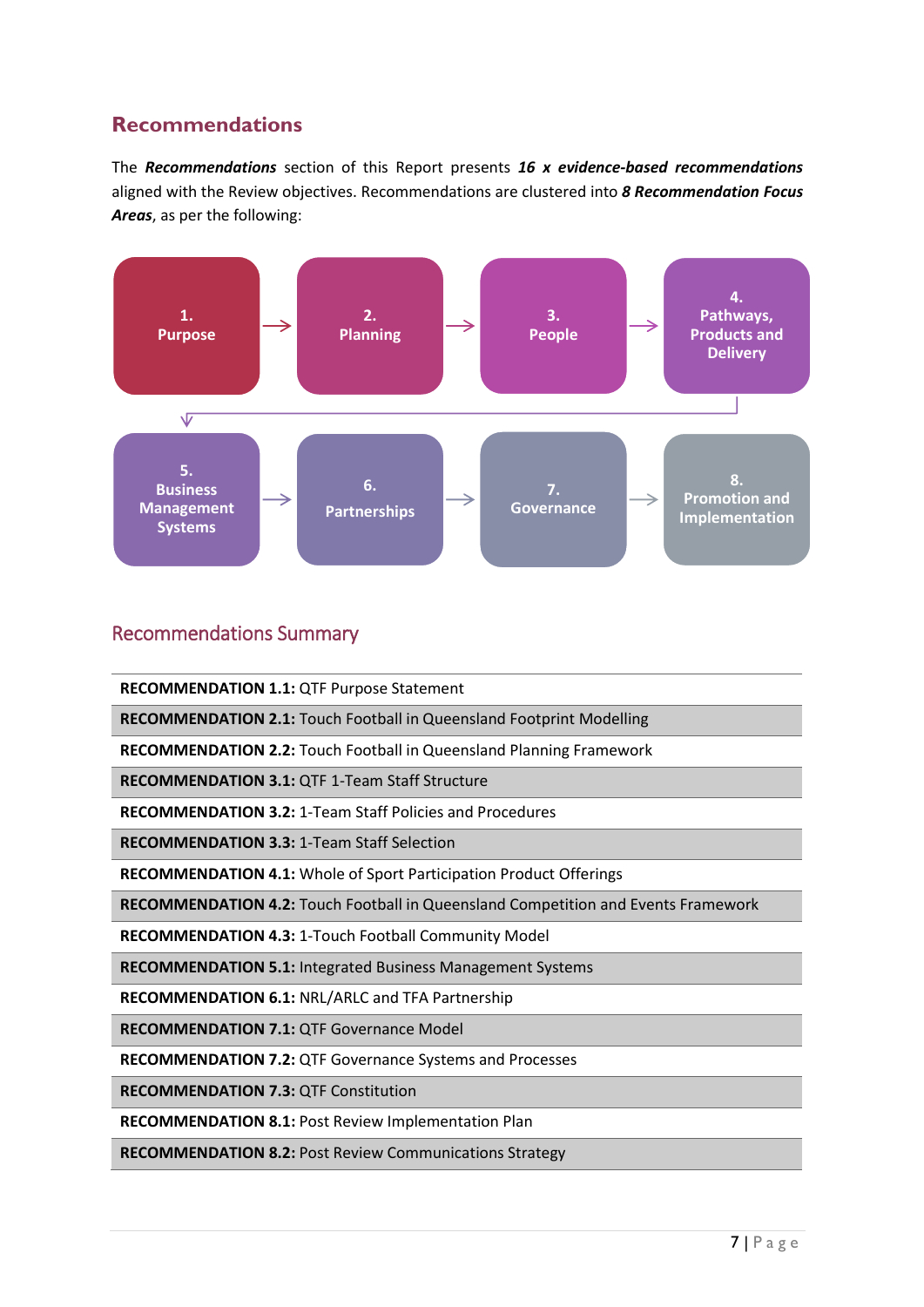## Recommendations

The ***Recommendations*** section of this Report presents ***16 x evidence-based recommendations*** aligned with the Review objectives. Recommendations are clustered into ***8 Recommendation Focus Areas***, as per the following:

1. Purpose → 2. Planning → 3. People → 4. Pathways, Products and Delivery → 5. Business Management Systems → 6. Partnerships → 7. Governance → 8. Promotion and Implementation

### Recommendations Summary

| |
|---|
| **RECOMMENDATION 1.1:** QTF Purpose Statement |
| **RECOMMENDATION 2.1:** Touch Football in Queensland Footprint Modelling |
| **RECOMMENDATION 2.2:** Touch Football in Queensland Planning Framework |
| **RECOMMENDATION 3.1:** QTF 1-Team Staff Structure |
| **RECOMMENDATION 3.2:** 1-Team Staff Policies and Procedures |
| **RECOMMENDATION 3.3:** 1-Team Staff Selection |
| **RECOMMENDATION 4.1:** Whole of Sport Participation Product Offerings |
| **RECOMMENDATION 4.2:** Touch Football in Queensland Competition and Events Framework |
| **RECOMMENDATION 4.3:** 1-Touch Football Community Model |
| **RECOMMENDATION 5.1:** Integrated Business Management Systems |
| **RECOMMENDATION 6.1:** NRL/ARLC and TFA Partnership |
| **RECOMMENDATION 7.1:** QTF Governance Model |
| **RECOMMENDATION 7.2:** QTF Governance Systems and Processes |
| **RECOMMENDATION 7.3:** QTF Constitution |
| **RECOMMENDATION 8.1:** Post Review Implementation Plan |
| **RECOMMENDATION 8.2:** Post Review Communications Strategy |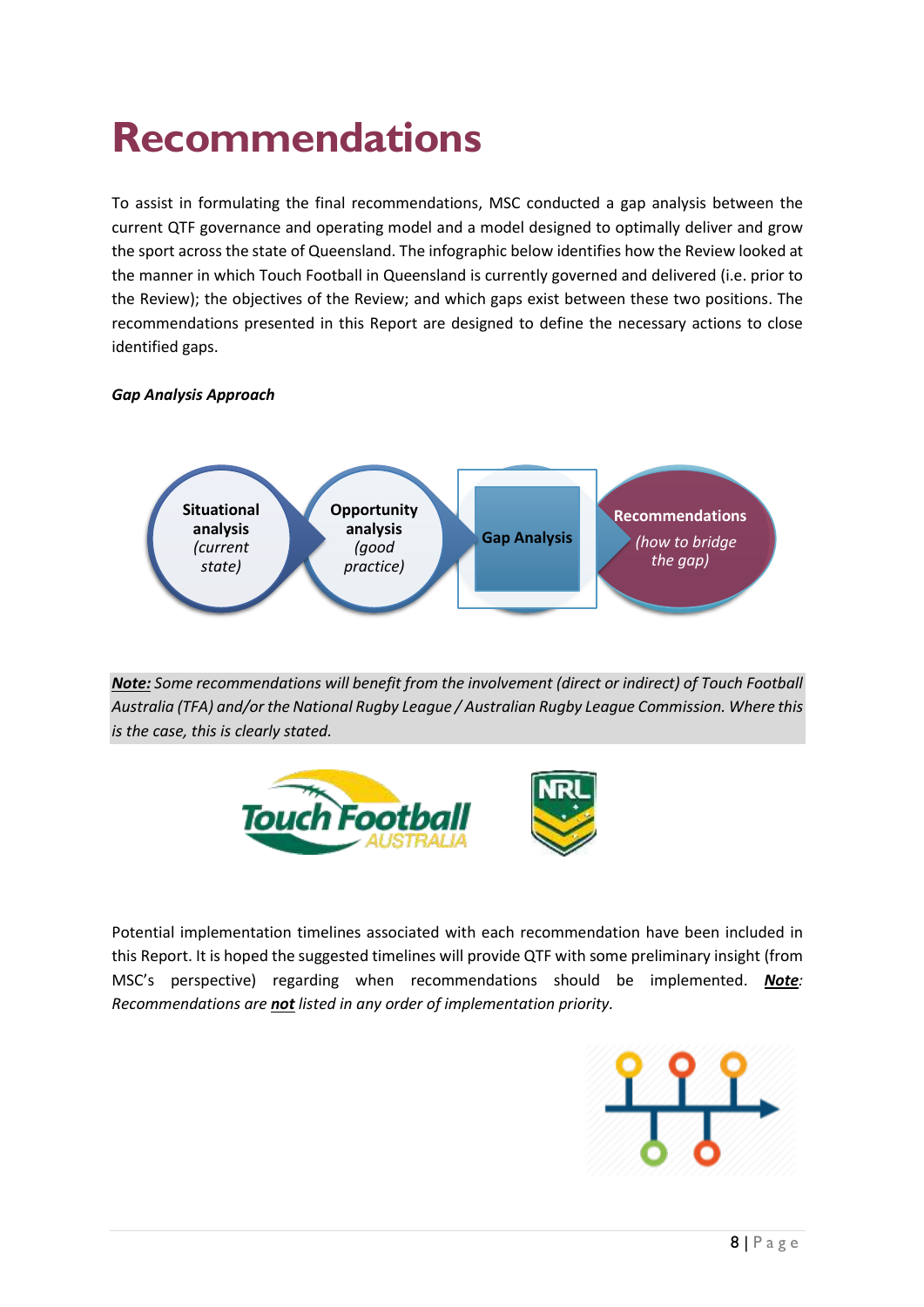# Recommendations

To assist in formulating the final recommendations, MSC conducted a gap analysis between the current QTF governance and operating model and a model designed to optimally deliver and grow the sport across the state of Queensland. The infographic below identifies how the Review looked at the manner in which Touch Football in Queensland is currently governed and delivered (i.e. prior to the Review); the objectives of the Review; and which gaps exist between these two positions. The recommendations presented in this Report are designed to define the necessary actions to close identified gaps.

***Gap Analysis Approach***

**Situational analysis** *(current state)* → **Opportunity analysis** *(good practice)* → **Gap Analysis** → **Recommendations** *(how to bridge the gap)*

***Note:*** *Some recommendations will benefit from the involvement (direct or indirect) of Touch Football Australia (TFA) and/or the National Rugby League / Australian Rugby League Commission. Where this is the case, this is clearly stated.*

Potential implementation timelines associated with each recommendation have been included in this Report. It is hoped the suggested timelines will provide QTF with some preliminary insight (from MSC's perspective) regarding when recommendations should be implemented. ***Note:*** *Recommendations are **not** listed in any order of implementation priority.*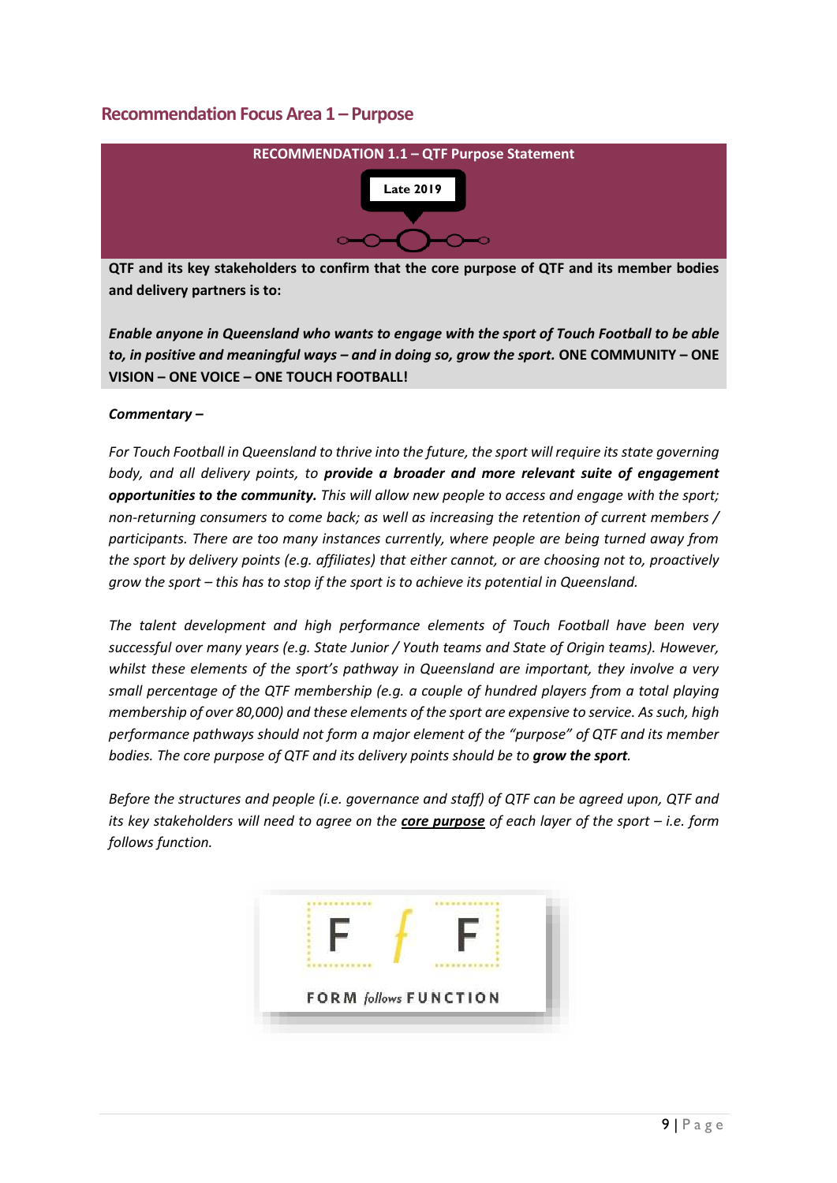## Recommendation Focus Area 1 – Purpose

**RECOMMENDATION 1.1 – QTF Purpose Statement**

**Late 2019**

**QTF and its key stakeholders to confirm that the core purpose of QTF and its member bodies and delivery partners is to:**

***Enable anyone in Queensland who wants to engage with the sport of Touch Football to be able to, in positive and meaningful ways – and in doing so, grow the sport.*** **ONE COMMUNITY – ONE VISION – ONE VOICE – ONE TOUCH FOOTBALL!**

***Commentary –***

*For Touch Football in Queensland to thrive into the future, the sport will require its state governing body, and all delivery points, to* ***provide a broader and more relevant suite of engagement opportunities to the community.*** *This will allow new people to access and engage with the sport; non-returning consumers to come back; as well as increasing the retention of current members / participants. There are too many instances currently, where people are being turned away from the sport by delivery points (e.g. affiliates) that either cannot, or are choosing not to, proactively grow the sport – this has to stop if the sport is to achieve its potential in Queensland.*

*The talent development and high performance elements of Touch Football have been very successful over many years (e.g. State Junior / Youth teams and State of Origin teams). However, whilst these elements of the sport's pathway in Queensland are important, they involve a very small percentage of the QTF membership (e.g. a couple of hundred players from a total playing membership of over 80,000) and these elements of the sport are expensive to service. As such, high performance pathways should not form a major element of the "purpose" of QTF and its member bodies. The core purpose of QTF and its delivery points should be to* ***grow the sport****.*

*Before the structures and people (i.e. governance and staff) of QTF can be agreed upon, QTF and its key stakeholders will need to agree on the* ***core purpose*** *of each layer of the sport – i.e. form follows function.*

F *f* F

FORM *follows* FUNCTION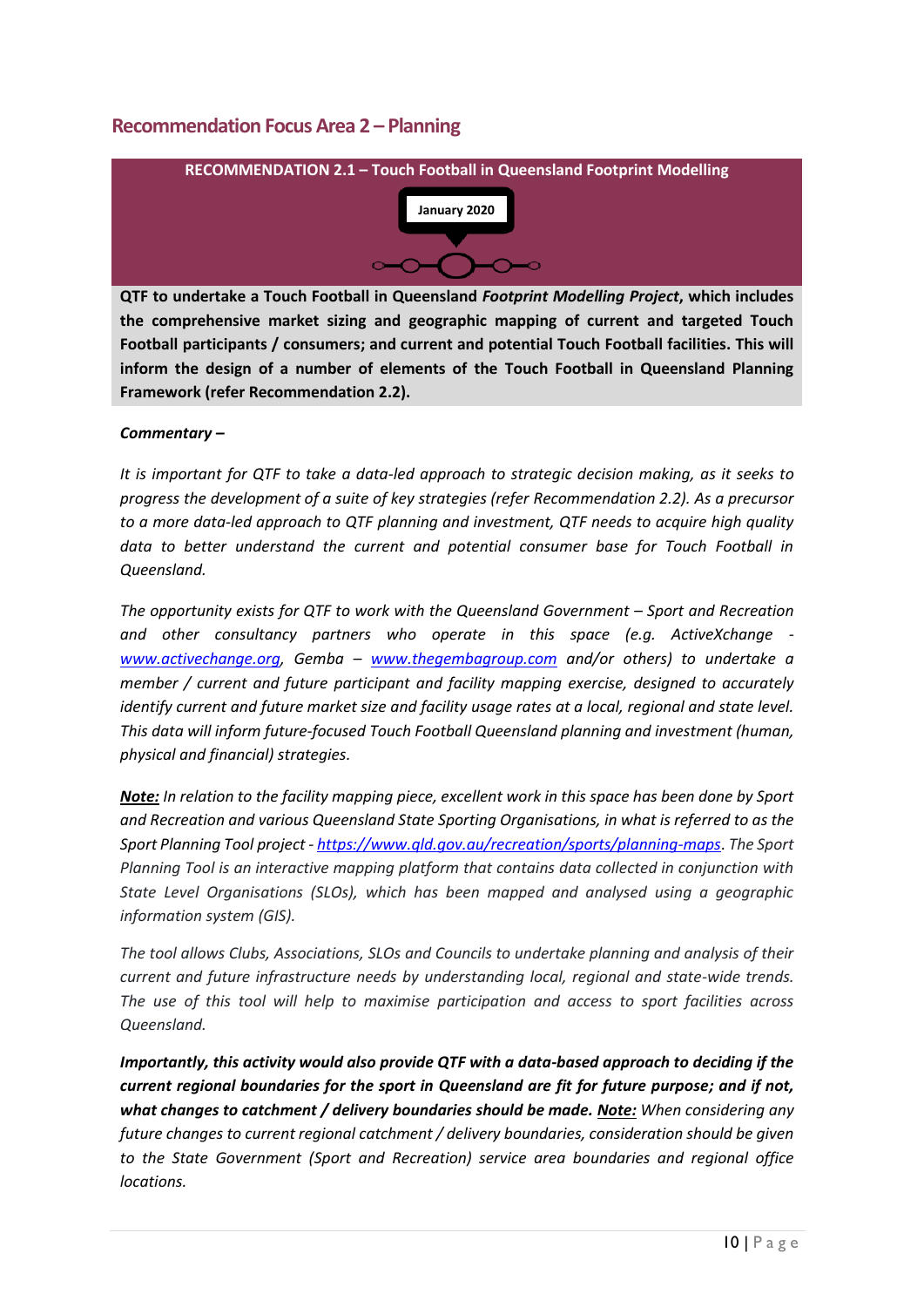## Recommendation Focus Area 2 – Planning

**RECOMMENDATION 2.1 – Touch Football in Queensland Footprint Modelling**

**January 2020**

**QTF to undertake a Touch Football in Queensland *Footprint Modelling Project*, which includes the comprehensive market sizing and geographic mapping of current and targeted Touch Football participants / consumers; and current and potential Touch Football facilities. This will inform the design of a number of elements of the Touch Football in Queensland Planning Framework (refer Recommendation 2.2).**

***Commentary –***

*It is important for QTF to take a data-led approach to strategic decision making, as it seeks to progress the development of a suite of key strategies (refer Recommendation 2.2). As a precursor to a more data-led approach to QTF planning and investment, QTF needs to acquire high quality data to better understand the current and potential consumer base for Touch Football in Queensland.*

*The opportunity exists for QTF to work with the Queensland Government – Sport and Recreation and other consultancy partners who operate in this space (e.g. ActiveXchange - www.activechange.org, Gemba – www.thegembagroup.com and/or others) to undertake a member / current and future participant and facility mapping exercise, designed to accurately identify current and future market size and facility usage rates at a local, regional and state level. This data will inform future-focused Touch Football Queensland planning and investment (human, physical and financial) strategies.*

***Note:*** *In relation to the facility mapping piece, excellent work in this space has been done by Sport and Recreation and various Queensland State Sporting Organisations, in what is referred to as the Sport Planning Tool project - https://www.qld.gov.au/recreation/sports/planning-maps. The Sport Planning Tool is an interactive mapping platform that contains data collected in conjunction with State Level Organisations (SLOs), which has been mapped and analysed using a geographic information system (GIS).*

*The tool allows Clubs, Associations, SLOs and Councils to undertake planning and analysis of their current and future infrastructure needs by understanding local, regional and state-wide trends. The use of this tool will help to maximise participation and access to sport facilities across Queensland.*

***Importantly, this activity would also provide QTF with a data-based approach to deciding if the current regional boundaries for the sport in Queensland are fit for future purpose; and if not, what changes to catchment / delivery boundaries should be made. Note:*** *When considering any future changes to current regional catchment / delivery boundaries, consideration should be given to the State Government (Sport and Recreation) service area boundaries and regional office locations.*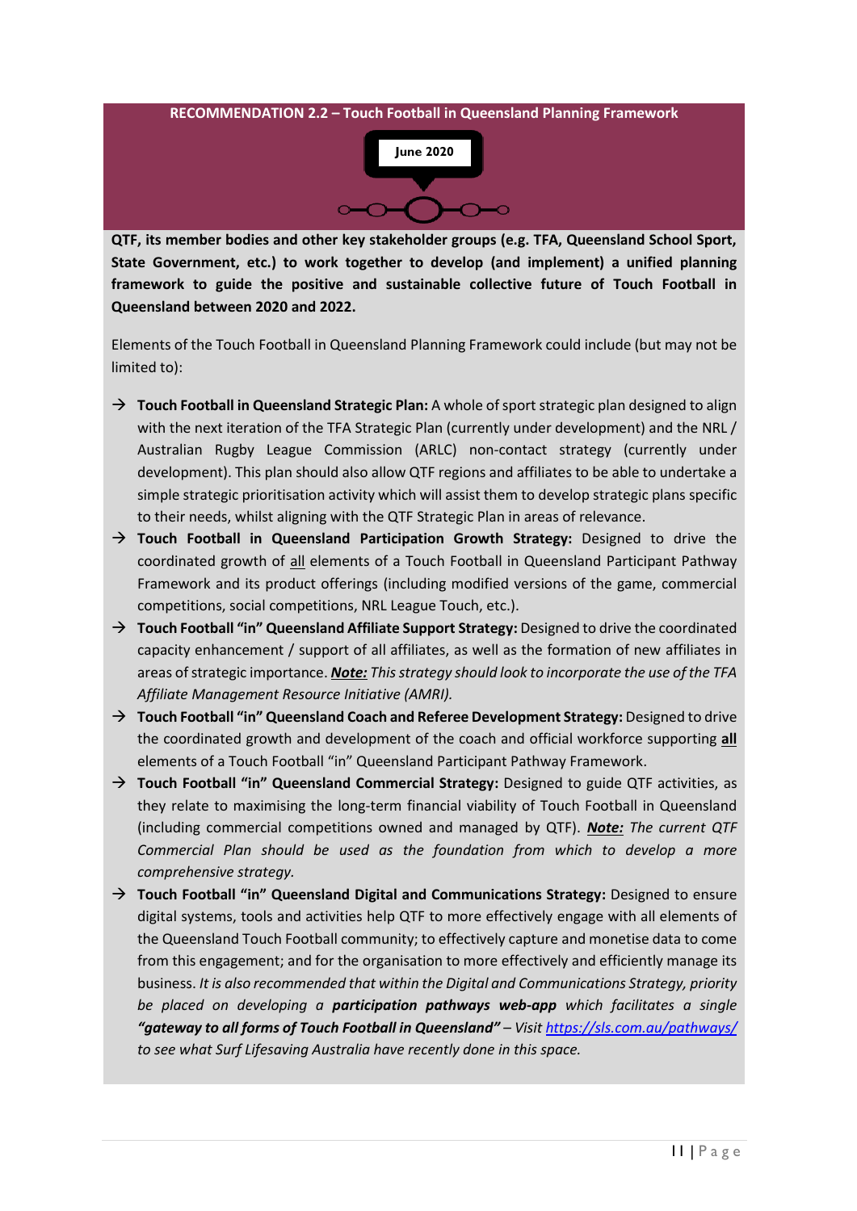**RECOMMENDATION 2.2 – Touch Football in Queensland Planning Framework**

June 2020

**QTF, its member bodies and other key stakeholder groups (e.g. TFA, Queensland School Sport, State Government, etc.) to work together to develop (and implement) a unified planning framework to guide the positive and sustainable collective future of Touch Football in Queensland between 2020 and 2022.**

Elements of the Touch Football in Queensland Planning Framework could include (but may not be limited to):

- **Touch Football in Queensland Strategic Plan:** A whole of sport strategic plan designed to align with the next iteration of the TFA Strategic Plan (currently under development) and the NRL / Australian Rugby League Commission (ARLC) non-contact strategy (currently under development). This plan should also allow QTF regions and affiliates to be able to undertake a simple strategic prioritisation activity which will assist them to develop strategic plans specific to their needs, whilst aligning with the QTF Strategic Plan in areas of relevance.
- **Touch Football in Queensland Participation Growth Strategy:** Designed to drive the coordinated growth of <u>all</u> elements of a Touch Football in Queensland Participant Pathway Framework and its product offerings (including modified versions of the game, commercial competitions, social competitions, NRL League Touch, etc.).
- **Touch Football "in" Queensland Affiliate Support Strategy:** Designed to drive the coordinated capacity enhancement / support of all affiliates, as well as the formation of new affiliates in areas of strategic importance. ***<u>Note:</u>*** *This strategy should look to incorporate the use of the TFA Affiliate Management Resource Initiative (AMRI).*
- **Touch Football "in" Queensland Coach and Referee Development Strategy:** Designed to drive the coordinated growth and development of the coach and official workforce supporting **<u>all</u>** elements of a Touch Football "in" Queensland Participant Pathway Framework.
- **Touch Football "in" Queensland Commercial Strategy:** Designed to guide QTF activities, as they relate to maximising the long-term financial viability of Touch Football in Queensland (including commercial competitions owned and managed by QTF). ***<u>Note:</u>*** *The current QTF Commercial Plan should be used as the foundation from which to develop a more comprehensive strategy.*
- **Touch Football "in" Queensland Digital and Communications Strategy:** Designed to ensure digital systems, tools and activities help QTF to more effectively engage with all elements of the Queensland Touch Football community; to effectively capture and monetise data to come from this engagement; and for the organisation to more effectively and efficiently manage its business. *It is also recommended that within the Digital and Communications Strategy, priority be placed on developing a **participation pathways web-app** which facilitates a single **"gateway to all forms of Touch Football in Queensland"** – Visit [https://sls.com.au/pathways/](https://sls.com.au/pathways/) to see what Surf Lifesaving Australia have recently done in this space.*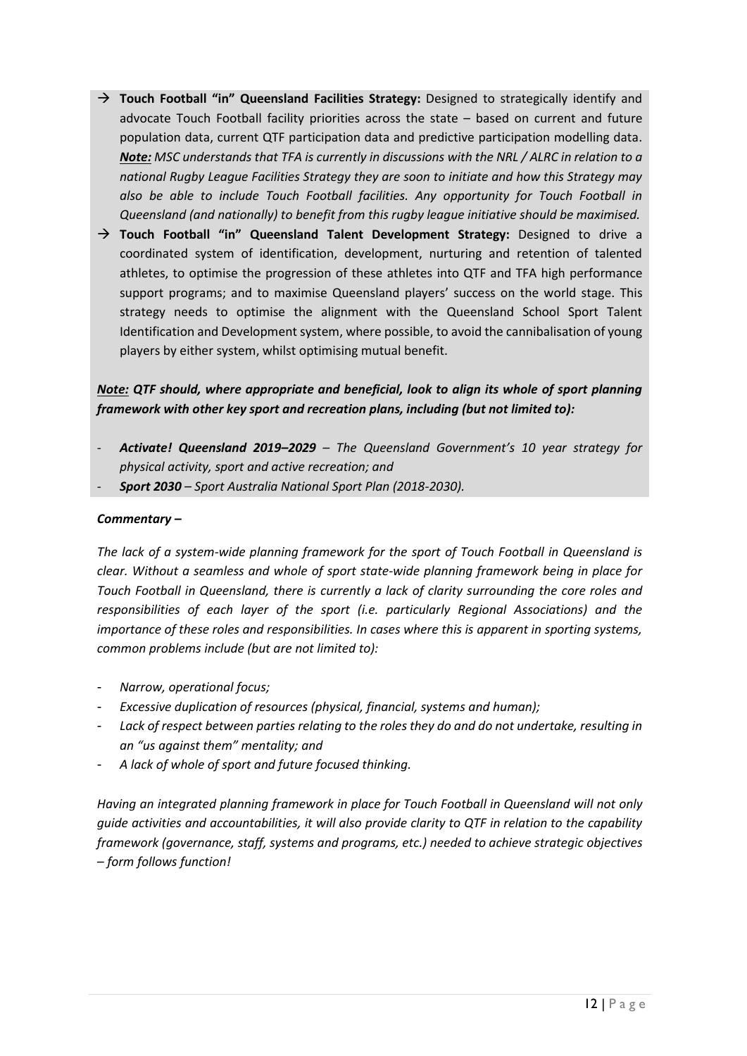→ **Touch Football "in" Queensland Facilities Strategy:** Designed to strategically identify and advocate Touch Football facility priorities across the state – based on current and future population data, current QTF participation data and predictive participation modelling data. ***Note:*** *MSC understands that TFA is currently in discussions with the NRL / ALRC in relation to a national Rugby League Facilities Strategy they are soon to initiate and how this Strategy may also be able to include Touch Football facilities. Any opportunity for Touch Football in Queensland (and nationally) to benefit from this rugby league initiative should be maximised.*

→ **Touch Football "in" Queensland Talent Development Strategy:** Designed to drive a coordinated system of identification, development, nurturing and retention of talented athletes, to optimise the progression of these athletes into QTF and TFA high performance support programs; and to maximise Queensland players' success on the world stage. This strategy needs to optimise the alignment with the Queensland School Sport Talent Identification and Development system, where possible, to avoid the cannibalisation of young players by either system, whilst optimising mutual benefit.

***Note:* QTF should, where appropriate and beneficial, look to align its whole of sport planning framework with other key sport and recreation plans, including (but not limited to):**

- ***Activate! Queensland 2019–2029*** *– The Queensland Government's 10 year strategy for physical activity, sport and active recreation; and*
- ***Sport 2030*** *– Sport Australia National Sport Plan (2018-2030).*

***Commentary –***

*The lack of a system-wide planning framework for the sport of Touch Football in Queensland is clear. Without a seamless and whole of sport state-wide planning framework being in place for Touch Football in Queensland, there is currently a lack of clarity surrounding the core roles and responsibilities of each layer of the sport (i.e. particularly Regional Associations) and the importance of these roles and responsibilities. In cases where this is apparent in sporting systems, common problems include (but are not limited to):*

- *Narrow, operational focus;*
- *Excessive duplication of resources (physical, financial, systems and human);*
- *Lack of respect between parties relating to the roles they do and do not undertake, resulting in an "us against them" mentality; and*
- *A lack of whole of sport and future focused thinking.*

*Having an integrated planning framework in place for Touch Football in Queensland will not only guide activities and accountabilities, it will also provide clarity to QTF in relation to the capability framework (governance, staff, systems and programs, etc.) needed to achieve strategic objectives – form follows function!*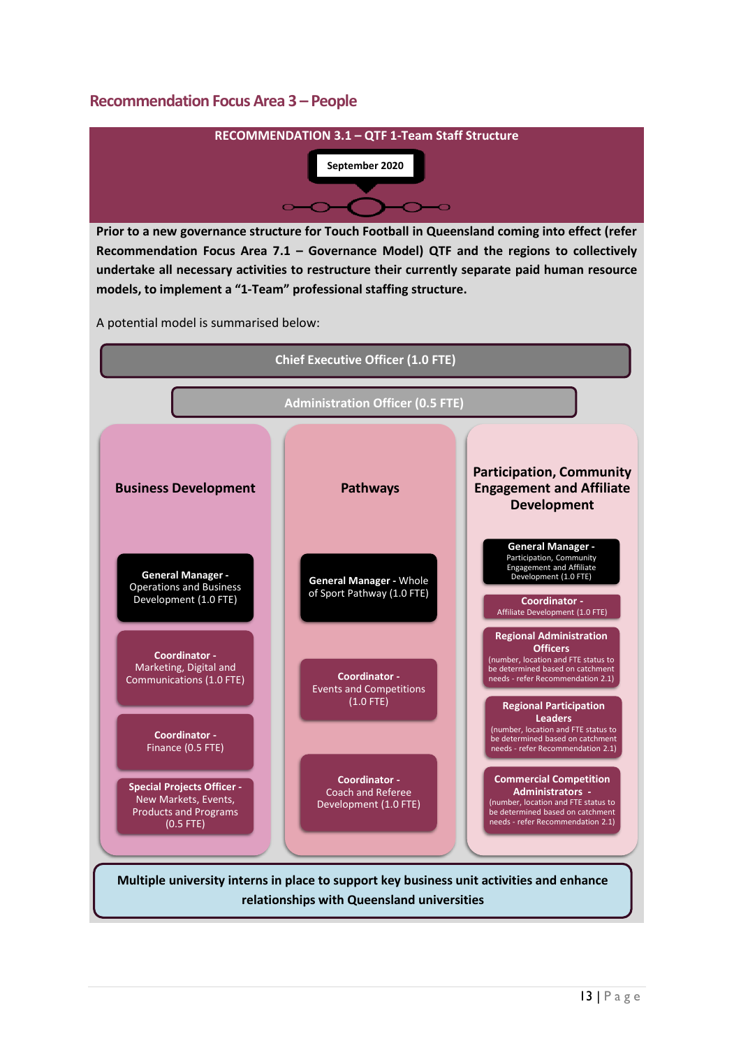## Recommendation Focus Area 3 – People

**RECOMMENDATION 3.1 – QTF 1-Team Staff Structure**

**September 2020**

**Prior to a new governance structure for Touch Football in Queensland coming into effect (refer Recommendation Focus Area 7.1 – Governance Model) QTF and the regions to collectively undertake all necessary activities to restructure their currently separate paid human resource models, to implement a "1-Team" professional staffing structure.**

A potential model is summarised below:

**Chief Executive Officer (1.0 FTE)**

**Administration Officer (0.5 FTE)**

### Business Development

- **General Manager -** Operations and Business Development (1.0 FTE)
- **Coordinator -** Marketing, Digital and Communications (1.0 FTE)
- **Coordinator -** Finance (0.5 FTE)
- **Special Projects Officer -** New Markets, Events, Products and Programs (0.5 FTE)

### Pathways

- **General Manager -** Whole of Sport Pathway (1.0 FTE)
- **Coordinator -** Events and Competitions (1.0 FTE)
- **Coordinator -** Coach and Referee Development (1.0 FTE)

### Participation, Community Engagement and Affiliate Development

- **General Manager -** Participation, Community Engagement and Affiliate Development (1.0 FTE)
- **Coordinator -** Affiliate Development (1.0 FTE)
- **Regional Administration Officers** (number, location and FTE status to be determined based on catchment needs - refer Recommendation 2.1)
- **Regional Participation Leaders** (number, location and FTE status to be determined based on catchment needs - refer Recommendation 2.1)
- **Commercial Competition Administrators -** (number, location and FTE status to be determined based on catchment needs - refer Recommendation 2.1)

**Multiple university interns in place to support key business unit activities and enhance relationships with Queensland universities**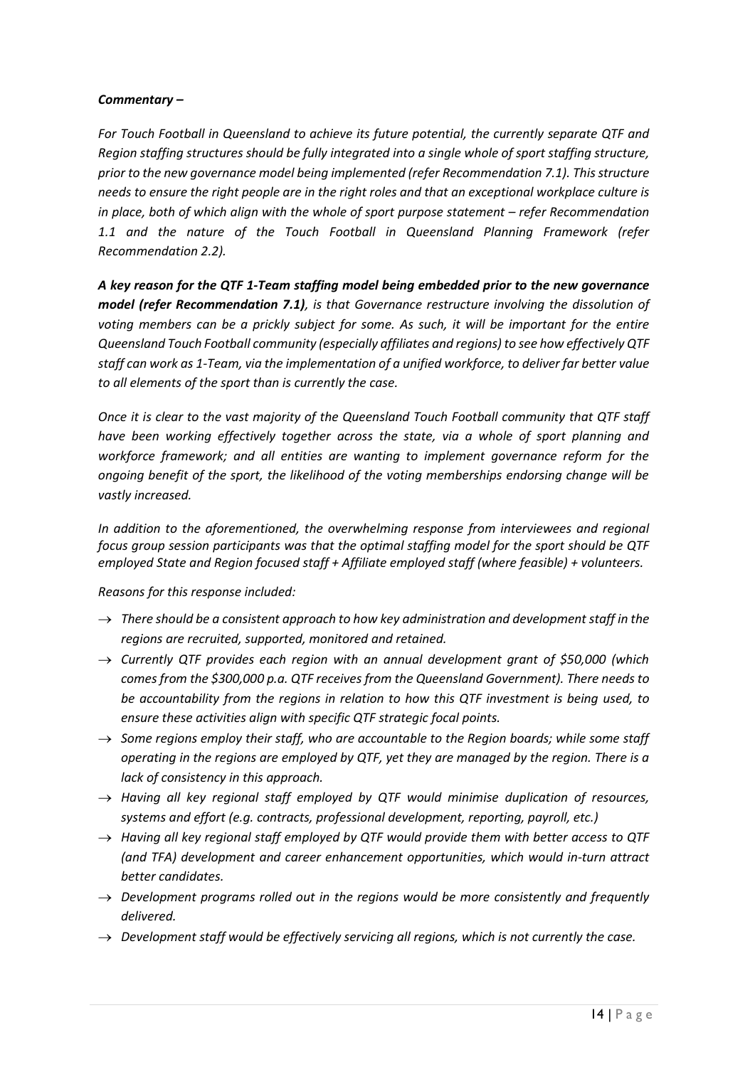***Commentary –***

*For Touch Football in Queensland to achieve its future potential, the currently separate QTF and Region staffing structures should be fully integrated into a single whole of sport staffing structure, prior to the new governance model being implemented (refer Recommendation 7.1). This structure needs to ensure the right people are in the right roles and that an exceptional workplace culture is in place, both of which align with the whole of sport purpose statement – refer Recommendation 1.1 and the nature of the Touch Football in Queensland Planning Framework (refer Recommendation 2.2).*

***A key reason for the QTF 1-Team staffing model being embedded prior to the new governance model (refer Recommendation 7.1)****, is that Governance restructure involving the dissolution of voting members can be a prickly subject for some. As such, it will be important for the entire Queensland Touch Football community (especially affiliates and regions) to see how effectively QTF staff can work as 1-Team, via the implementation of a unified workforce, to deliver far better value to all elements of the sport than is currently the case.*

*Once it is clear to the vast majority of the Queensland Touch Football community that QTF staff have been working effectively together across the state, via a whole of sport planning and workforce framework; and all entities are wanting to implement governance reform for the ongoing benefit of the sport, the likelihood of the voting memberships endorsing change will be vastly increased.*

*In addition to the aforementioned, the overwhelming response from interviewees and regional focus group session participants was that the optimal staffing model for the sport should be QTF employed State and Region focused staff + Affiliate employed staff (where feasible) + volunteers.*

*Reasons for this response included:*

- → *There should be a consistent approach to how key administration and development staff in the regions are recruited, supported, monitored and retained.*
- → *Currently QTF provides each region with an annual development grant of $50,000 (which comes from the $300,000 p.a. QTF receives from the Queensland Government). There needs to be accountability from the regions in relation to how this QTF investment is being used, to ensure these activities align with specific QTF strategic focal points.*
- → *Some regions employ their staff, who are accountable to the Region boards; while some staff operating in the regions are employed by QTF, yet they are managed by the region. There is a lack of consistency in this approach.*
- → *Having all key regional staff employed by QTF would minimise duplication of resources, systems and effort (e.g. contracts, professional development, reporting, payroll, etc.)*
- → *Having all key regional staff employed by QTF would provide them with better access to QTF (and TFA) development and career enhancement opportunities, which would in-turn attract better candidates.*
- → *Development programs rolled out in the regions would be more consistently and frequently delivered.*
- → *Development staff would be effectively servicing all regions, which is not currently the case.*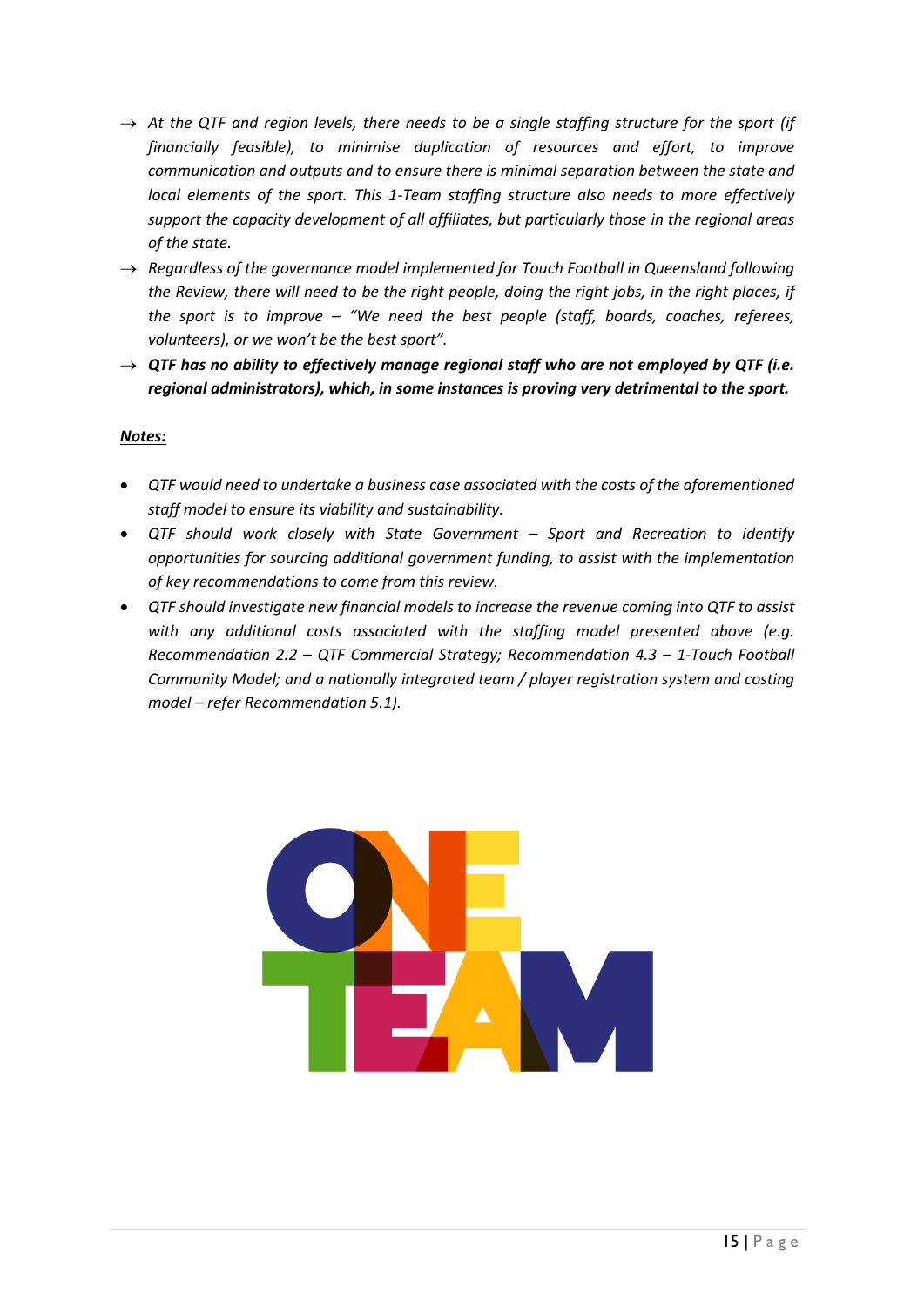→ *At the QTF and region levels, there needs to be a single staffing structure for the sport (if financially feasible), to minimise duplication of resources and effort, to improve communication and outputs and to ensure there is minimal separation between the state and local elements of the sport. This 1-Team staffing structure also needs to more effectively support the capacity development of all affiliates, but particularly those in the regional areas of the state.*

→ *Regardless of the governance model implemented for Touch Football in Queensland following the Review, there will need to be the right people, doing the right jobs, in the right places, if the sport is to improve – "We need the best people (staff, boards, coaches, referees, volunteers), or we won't be the best sport".*

→ ***QTF has no ability to effectively manage regional staff who are not employed by QTF (i.e. regional administrators), which, in some instances is proving very detrimental to the sport.***

***Notes:***

- *QTF would need to undertake a business case associated with the costs of the aforementioned staff model to ensure its viability and sustainability.*
- *QTF should work closely with State Government – Sport and Recreation to identify opportunities for sourcing additional government funding, to assist with the implementation of key recommendations to come from this review.*
- *QTF should investigate new financial models to increase the revenue coming into QTF to assist with any additional costs associated with the staffing model presented above (e.g. Recommendation 2.2 – QTF Commercial Strategy; Recommendation 4.3 – 1-Touch Football Community Model; and a nationally integrated team / player registration system and costing model – refer Recommendation 5.1).*

ONE TEAM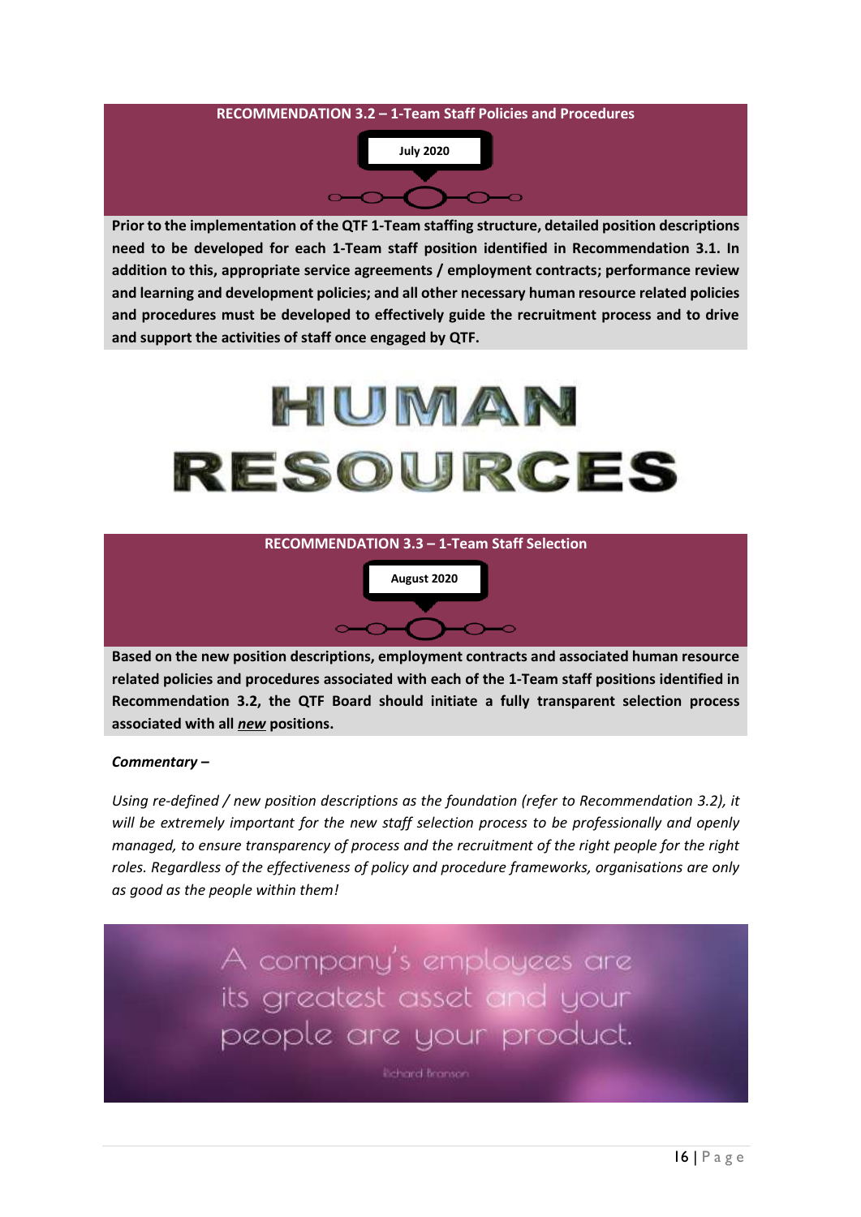## RECOMMENDATION 3.2 – 1-Team Staff Policies and Procedures

July 2020

**Prior to the implementation of the QTF 1-Team staffing structure, detailed position descriptions need to be developed for each 1-Team staff position identified in Recommendation 3.1. In addition to this, appropriate service agreements / employment contracts; performance review and learning and development policies; and all other necessary human resource related policies and procedures must be developed to effectively guide the recruitment process and to drive and support the activities of staff once engaged by QTF.**

# HUMAN RESOURCES

## RECOMMENDATION 3.3 – 1-Team Staff Selection

August 2020

**Based on the new position descriptions, employment contracts and associated human resource related policies and procedures associated with each of the 1-Team staff positions identified in Recommendation 3.2, the QTF Board should initiate a fully transparent selection process associated with all *<u>new</u>* positions.**

***Commentary –***

*Using re-defined / new position descriptions as the foundation (refer to Recommendation 3.2), it will be extremely important for the new staff selection process to be professionally and openly managed, to ensure transparency of process and the recruitment of the right people for the right roles. Regardless of the effectiveness of policy and procedure frameworks, organisations are only as good as the people within them!*

A company's employees are its greatest asset and your people are your product.

Richard Branson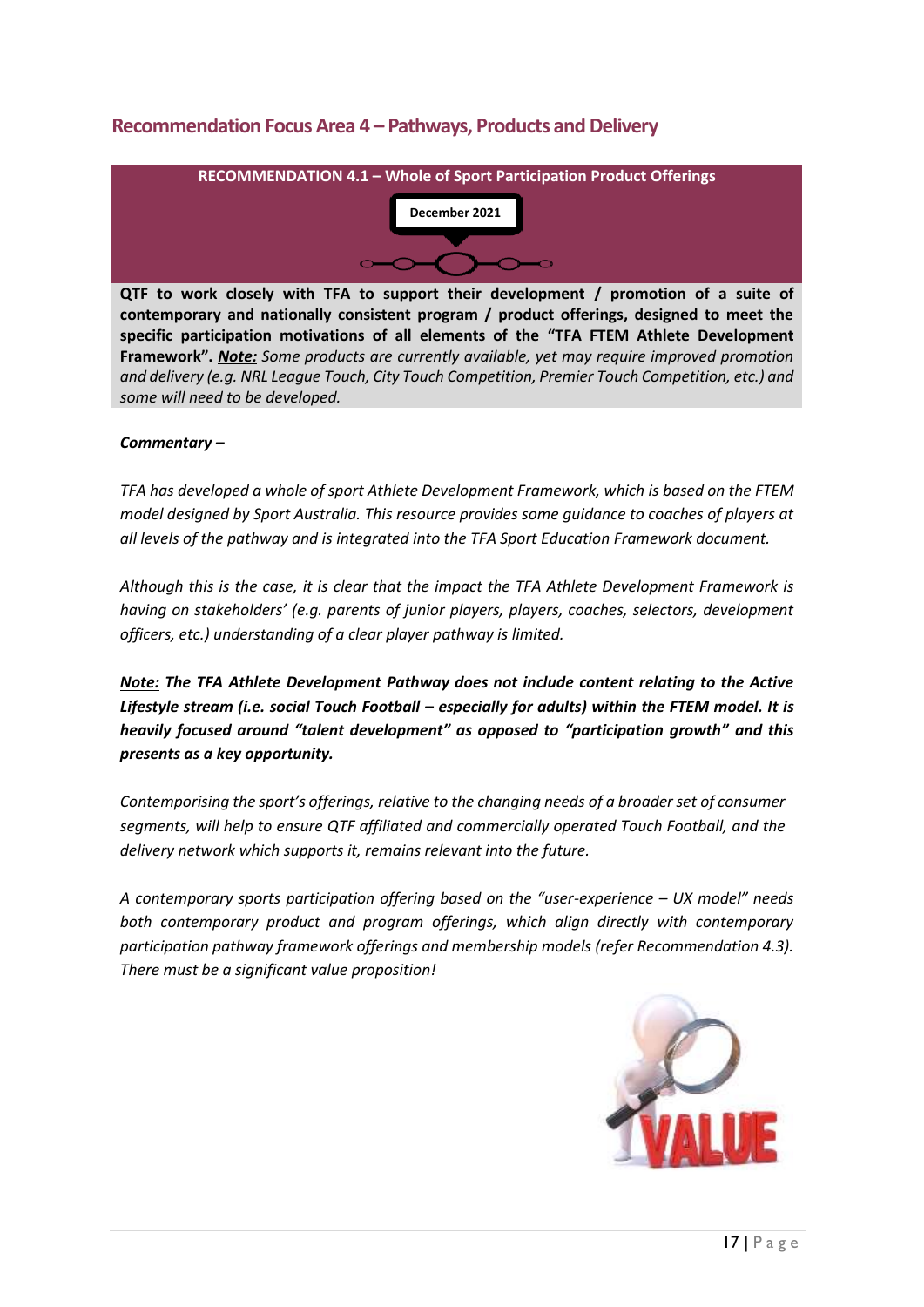## Recommendation Focus Area 4 – Pathways, Products and Delivery

**RECOMMENDATION 4.1 – Whole of Sport Participation Product Offerings**

**December 2021**

**QTF to work closely with TFA to support their development / promotion of a suite of contemporary and nationally consistent program / product offerings, designed to meet the specific participation motivations of all elements of the "TFA FTEM Athlete Development Framework".** ***Note:*** *Some products are currently available, yet may require improved promotion and delivery (e.g. NRL League Touch, City Touch Competition, Premier Touch Competition, etc.) and some will need to be developed.*

***Commentary –***

*TFA has developed a whole of sport Athlete Development Framework, which is based on the FTEM model designed by Sport Australia. This resource provides some guidance to coaches of players at all levels of the pathway and is integrated into the TFA Sport Education Framework document.*

*Although this is the case, it is clear that the impact the TFA Athlete Development Framework is having on stakeholders' (e.g. parents of junior players, players, coaches, selectors, development officers, etc.) understanding of a clear player pathway is limited.*

***Note:* The TFA Athlete Development Pathway does not include content relating to the Active Lifestyle stream (i.e. social Touch Football – especially for adults) within the FTEM model. It is heavily focused around "talent development" as opposed to "participation growth" and this presents as a key opportunity.**

*Contemporising the sport's offerings, relative to the changing needs of a broader set of consumer segments, will help to ensure QTF affiliated and commercially operated Touch Football, and the delivery network which supports it, remains relevant into the future.*

*A contemporary sports participation offering based on the "user-experience – UX model" needs both contemporary product and program offerings, which align directly with contemporary participation pathway framework offerings and membership models (refer Recommendation 4.3). There must be a significant value proposition!*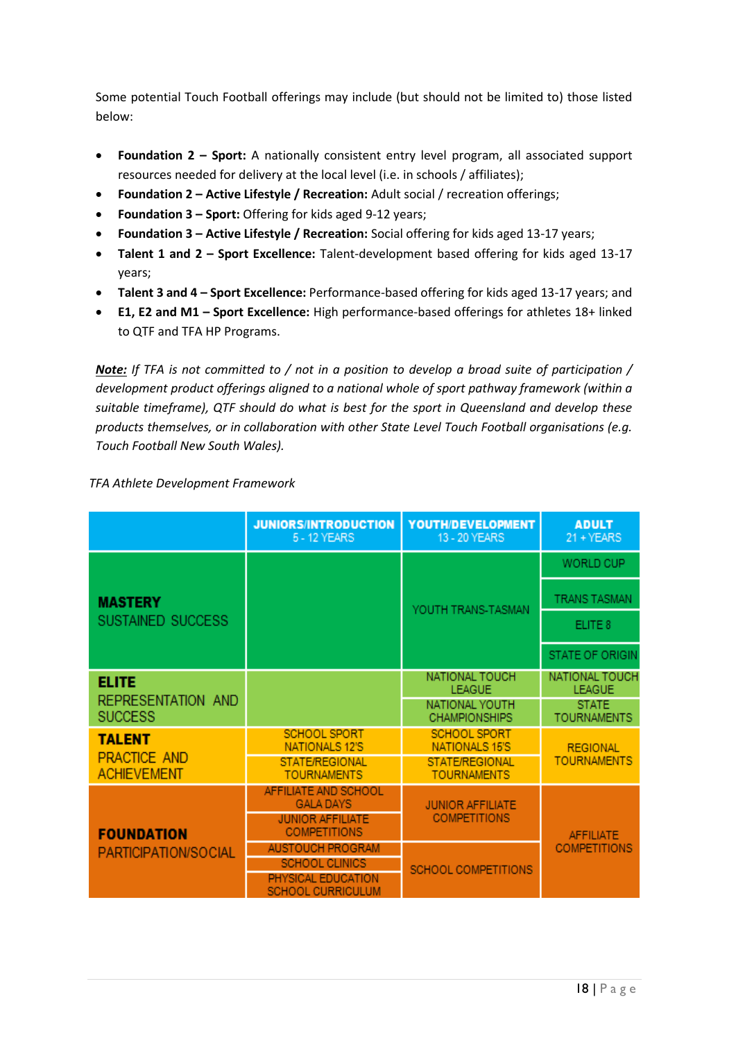Some potential Touch Football offerings may include (but should not be limited to) those listed below:

- **Foundation 2 – Sport:** A nationally consistent entry level program, all associated support resources needed for delivery at the local level (i.e. in schools / affiliates);
- **Foundation 2 – Active Lifestyle / Recreation:** Adult social / recreation offerings;
- **Foundation 3 – Sport:** Offering for kids aged 9-12 years;
- **Foundation 3 – Active Lifestyle / Recreation:** Social offering for kids aged 13-17 years;
- **Talent 1 and 2 – Sport Excellence:** Talent-development based offering for kids aged 13-17 years;
- **Talent 3 and 4 – Sport Excellence:** Performance-based offering for kids aged 13-17 years; and
- **E1, E2 and M1 – Sport Excellence:** High performance-based offerings for athletes 18+ linked to QTF and TFA HP Programs.

***Note:*** *If TFA is not committed to / not in a position to develop a broad suite of participation / development product offerings aligned to a national whole of sport pathway framework (within a suitable timeframe), QTF should do what is best for the sport in Queensland and develop these products themselves, or in collaboration with other State Level Touch Football organisations (e.g. Touch Football New South Wales).*

*TFA Athlete Development Framework*

| | **JUNIORS/INTRODUCTION** 5 - 12 YEARS | **YOUTH/DEVELOPMENT** 13 - 20 YEARS | **ADULT** 21 + YEARS |
|---|---|---|---|
| **MASTERY** SUSTAINED SUCCESS | | YOUTH TRANS-TASMAN | WORLD CUP<br>TRANS TASMAN<br>ELITE 8<br>STATE OF ORIGIN |
| **ELITE** REPRESENTATION AND SUCCESS | | NATIONAL TOUCH LEAGUE<br>NATIONAL YOUTH CHAMPIONSHIPS | NATIONAL TOUCH LEAGUE<br>STATE TOURNAMENTS |
| **TALENT** PRACTICE AND ACHIEVEMENT | SCHOOL SPORT NATIONALS 12'S<br>STATE/REGIONAL TOURNAMENTS | SCHOOL SPORT NATIONALS 15'S<br>STATE/REGIONAL TOURNAMENTS | REGIONAL TOURNAMENTS |
| **FOUNDATION** PARTICIPATION/SOCIAL | AFFILIATE AND SCHOOL GALA DAYS<br>JUNIOR AFFILIATE COMPETITIONS<br>AUSTOUCH PROGRAM<br>SCHOOL CLINICS<br>PHYSICAL EDUCATION SCHOOL CURRICULUM | JUNIOR AFFILIATE COMPETITIONS<br>SCHOOL COMPETITIONS | AFFILIATE COMPETITIONS |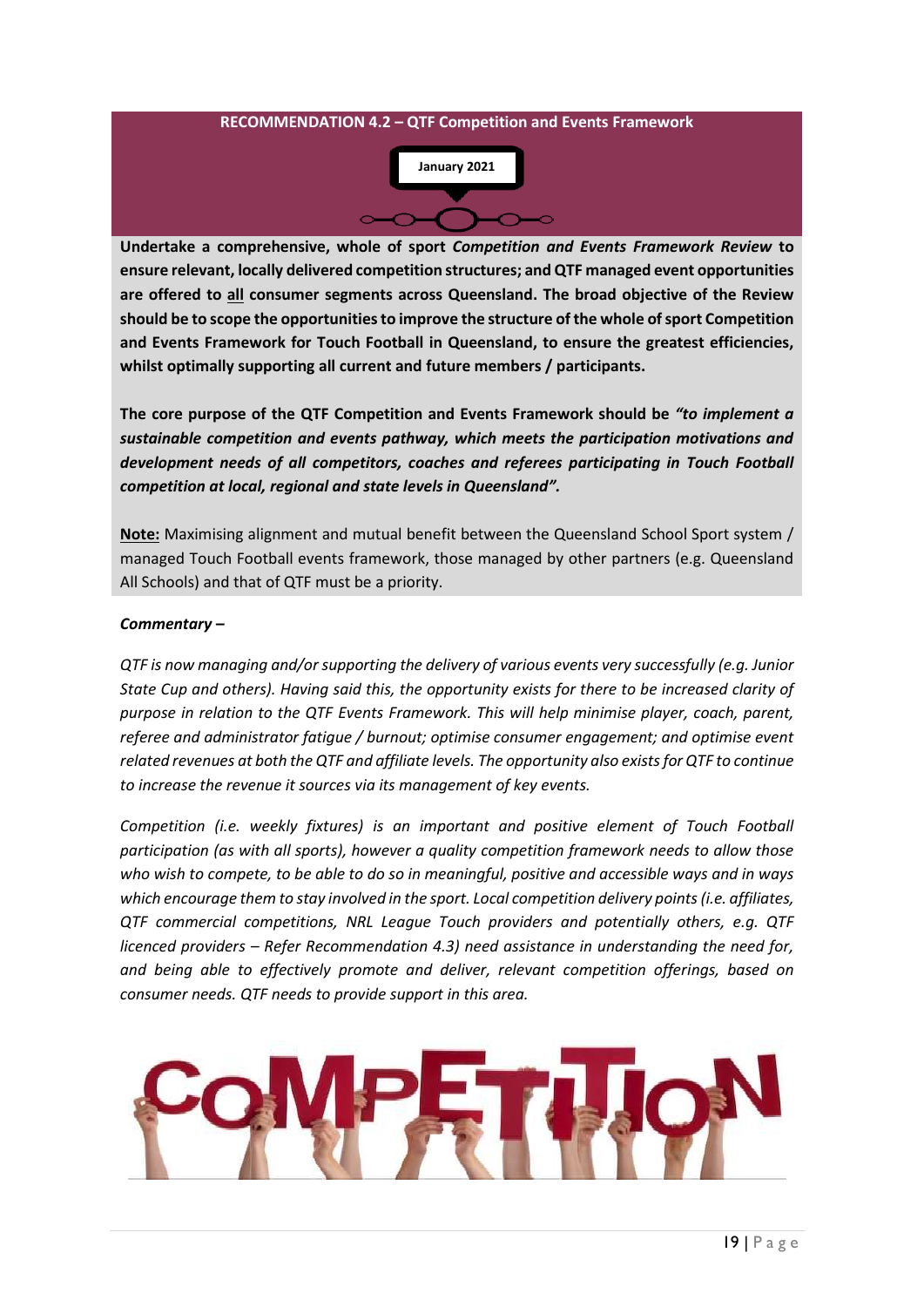## RECOMMENDATION 4.2 – QTF Competition and Events Framework

**January 2021**

**Undertake a comprehensive, whole of sport *Competition and Events Framework Review* to ensure relevant, locally delivered competition structures; and QTF managed event opportunities are offered to <u>all</u> consumer segments across Queensland. The broad objective of the Review should be to scope the opportunities to improve the structure of the whole of sport Competition and Events Framework for Touch Football in Queensland, to ensure the greatest efficiencies, whilst optimally supporting all current and future members / participants.**

**The core purpose of the QTF Competition and Events Framework should be *"to implement a sustainable competition and events pathway, which meets the participation motivations and development needs of all competitors, coaches and referees participating in Touch Football competition at local, regional and state levels in Queensland".***

**<u>Note:</u>** Maximising alignment and mutual benefit between the Queensland School Sport system / managed Touch Football events framework, those managed by other partners (e.g. Queensland All Schools) and that of QTF must be a priority.

***Commentary –***

*QTF is now managing and/or supporting the delivery of various events very successfully (e.g. Junior State Cup and others). Having said this, the opportunity exists for there to be increased clarity of purpose in relation to the QTF Events Framework. This will help minimise player, coach, parent, referee and administrator fatigue / burnout; optimise consumer engagement; and optimise event related revenues at both the QTF and affiliate levels. The opportunity also exists for QTF to continue to increase the revenue it sources via its management of key events.*

*Competition (i.e. weekly fixtures) is an important and positive element of Touch Football participation (as with all sports), however a quality competition framework needs to allow those who wish to compete, to be able to do so in meaningful, positive and accessible ways and in ways which encourage them to stay involved in the sport. Local competition delivery points (i.e. affiliates, QTF commercial competitions, NRL League Touch providers and potentially others, e.g. QTF licenced providers – Refer Recommendation 4.3) need assistance in understanding the need for, and being able to effectively promote and deliver, relevant competition offerings, based on consumer needs. QTF needs to provide support in this area.*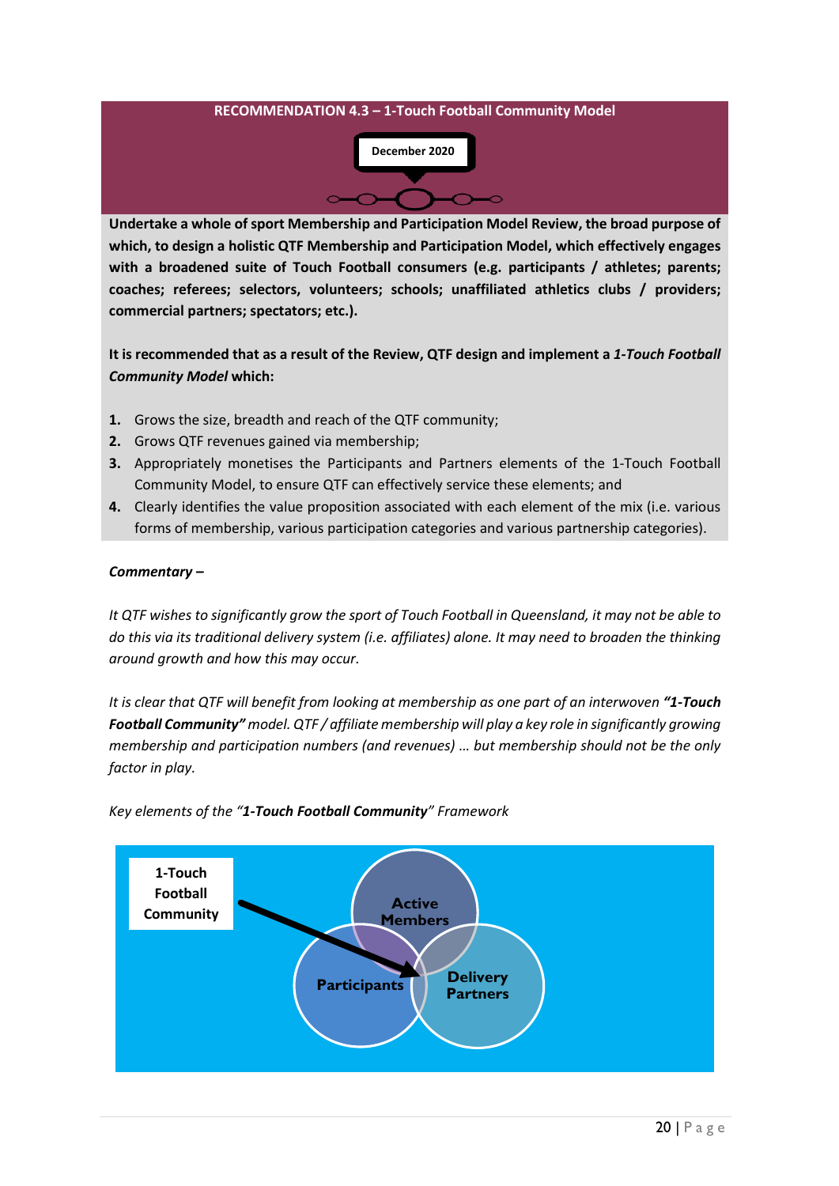**RECOMMENDATION 4.3 – 1-Touch Football Community Model**

**December 2020**

**Undertake a whole of sport Membership and Participation Model Review, the broad purpose of which, to design a holistic QTF Membership and Participation Model, which effectively engages with a broadened suite of Touch Football consumers (e.g. participants / athletes; parents; coaches; referees; selectors, volunteers; schools; unaffiliated athletics clubs / providers; commercial partners; spectators; etc.).**

**It is recommended that as a result of the Review, QTF design and implement a *1-Touch Football Community Model* which:**

1. Grows the size, breadth and reach of the QTF community;
2. Grows QTF revenues gained via membership;
3. Appropriately monetises the Participants and Partners elements of the 1-Touch Football Community Model, to ensure QTF can effectively service these elements; and
4. Clearly identifies the value proposition associated with each element of the mix (i.e. various forms of membership, various participation categories and various partnership categories).

***Commentary –***

*It QTF wishes to significantly grow the sport of Touch Football in Queensland, it may not be able to do this via its traditional delivery system (i.e. affiliates) alone. It may need to broaden the thinking around growth and how this may occur.*

*It is clear that QTF will benefit from looking at membership as one part of an interwoven **"1-Touch Football Community"** model. QTF / affiliate membership will play a key role in significantly growing membership and participation numbers (and revenues) … but membership should not be the only factor in play.*

*Key elements of the "**1-Touch Football Community**" Framework*

1-Touch Football Community

Active Members

Participants

Delivery Partners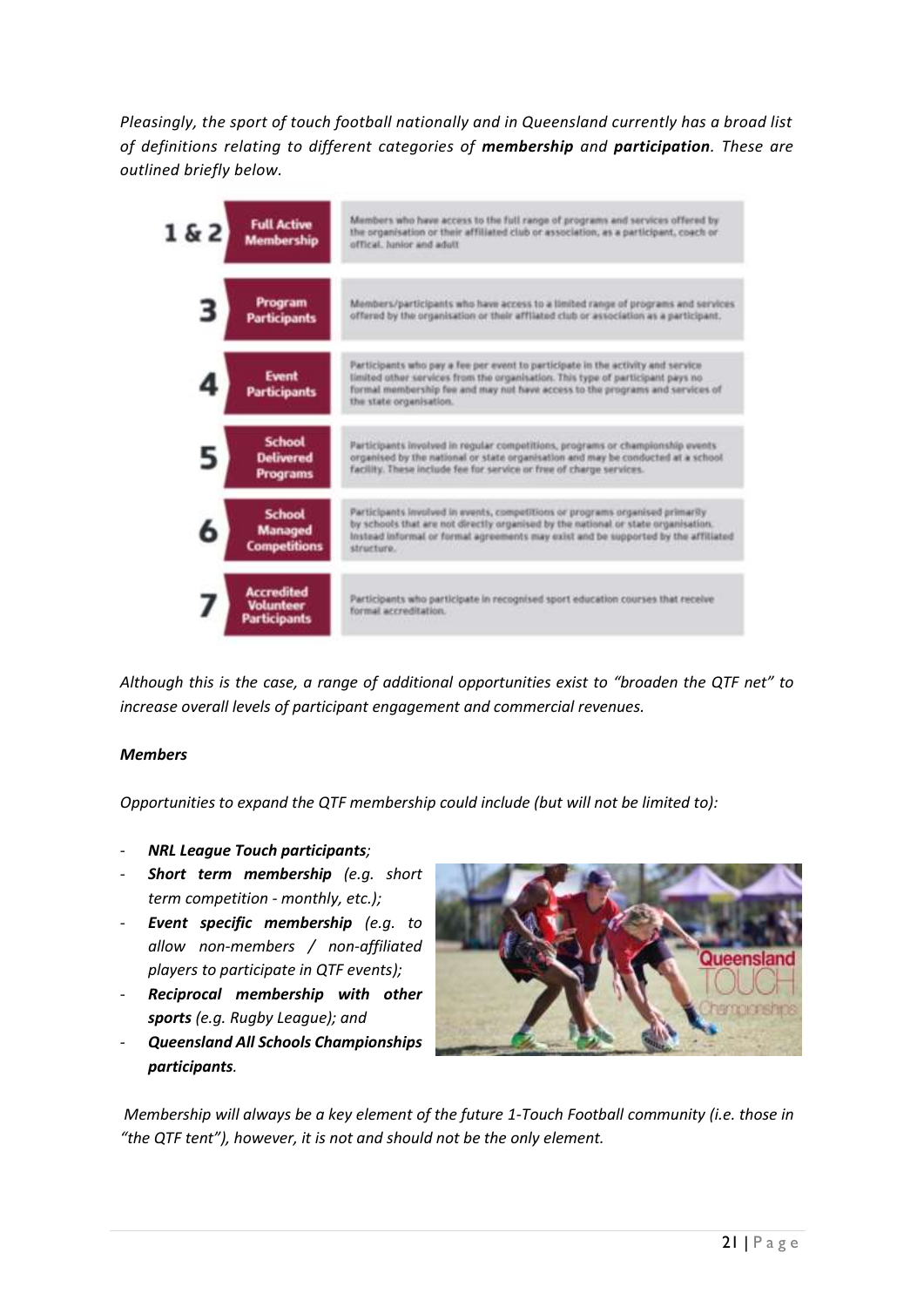*Pleasingly, the sport of touch football nationally and in Queensland currently has a broad list of definitions relating to different categories of **membership** and **participation**. These are outlined briefly below.*

| # | Category | Definition |
|---|---|---|
| 1 & 2 | Full Active Membership | Members who have access to the full range of programs and services offered by the organisation or their affiliated club or association, as a participant, coach or official. Junior and adult |
| 3 | Program Participants | Members/participants who have access to a limited range of programs and services offered by the organisation or their affiliated club or association as a participant. |
| 4 | Event Participants | Participants who pay a fee per event to participate in the activity and service limited other services from the organisation. This type of participant pays no formal membership fee and may not have access to the programs and services of the state organisation. |
| 5 | School Delivered Programs | Participants involved in regular competitions, programs or championship events organised by the national or state organisation and may be conducted at a school facility. These include fee for service or free of charge services. |
| 6 | School Managed Competitions | Participants involved in events, competitions or programs organised primarily by schools that are not directly organised by the national or state organisation. Instead informal or formal agreements may exist and be supported by the affiliated structure. |
| 7 | Accredited Volunteer Participants | Participants who participate in recognised sport education courses that receive formal accreditation. |

*Although this is the case, a range of additional opportunities exist to "broaden the QTF net" to increase overall levels of participant engagement and commercial revenues.*

***Members***

*Opportunities to expand the QTF membership could include (but will not be limited to):*

- ***NRL League Touch participants****;*
- ***Short term membership*** *(e.g. short term competition - monthly, etc.);*
- ***Event specific membership*** *(e.g. to allow non-members / non-affiliated players to participate in QTF events);*
- ***Reciprocal membership with other sports*** *(e.g. Rugby League); and*
- ***Queensland All Schools Championships participants****.*

*Membership will always be a key element of the future 1-Touch Football community (i.e. those in "the QTF tent"), however, it is not and should not be the only element.*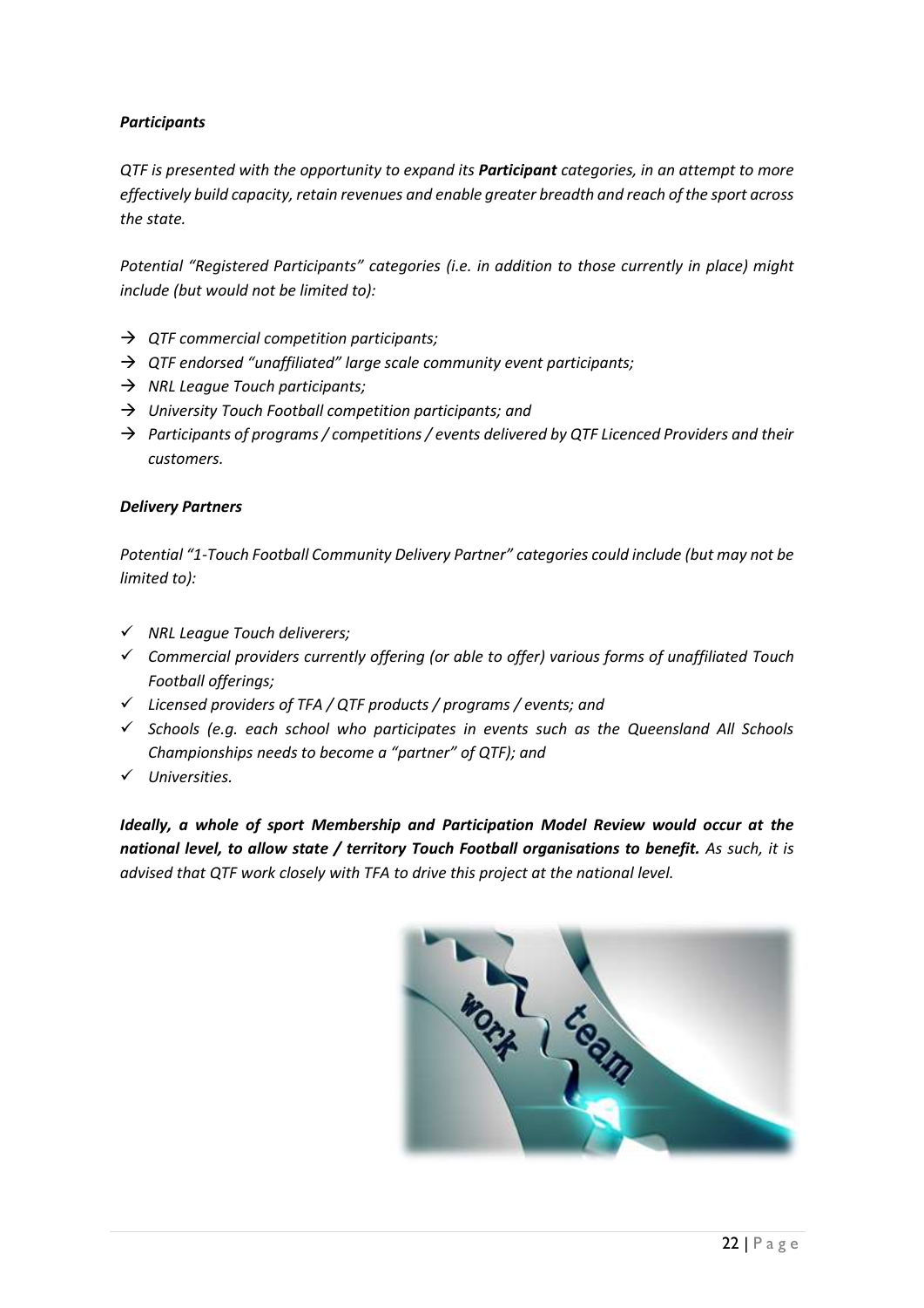***Participants***

*QTF is presented with the opportunity to expand its **Participant** categories, in an attempt to more effectively build capacity, retain revenues and enable greater breadth and reach of the sport across the state.*

*Potential "Registered Participants" categories (i.e. in addition to those currently in place) might include (but would not be limited to):*

- → *QTF commercial competition participants;*
- → *QTF endorsed "unaffiliated" large scale community event participants;*
- → *NRL League Touch participants;*
- → *University Touch Football competition participants; and*
- → *Participants of programs / competitions / events delivered by QTF Licenced Providers and their customers.*

***Delivery Partners***

*Potential "1-Touch Football Community Delivery Partner" categories could include (but may not be limited to):*

- ✓ *NRL League Touch deliverers;*
- ✓ *Commercial providers currently offering (or able to offer) various forms of unaffiliated Touch Football offerings;*
- ✓ *Licensed providers of TFA / QTF products / programs / events; and*
- ✓ *Schools (e.g. each school who participates in events such as the Queensland All Schools Championships needs to become a "partner" of QTF); and*
- ✓ *Universities.*

***Ideally, a whole of sport Membership and Participation Model Review would occur at the national level, to allow state / territory Touch Football organisations to benefit.*** *As such, it is advised that QTF work closely with TFA to drive this project at the national level.*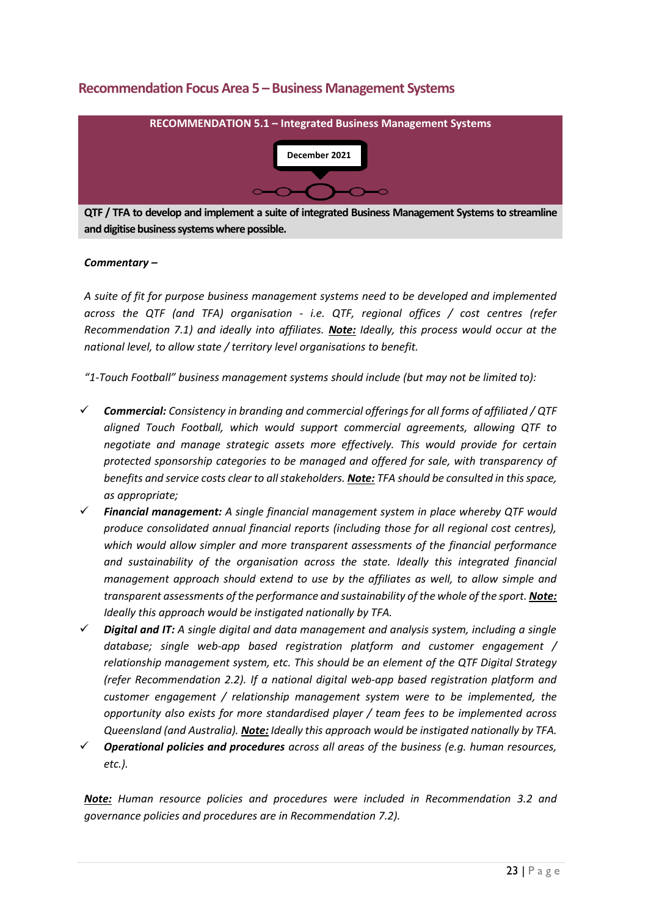## Recommendation Focus Area 5 – Business Management Systems

**RECOMMENDATION 5.1 – Integrated Business Management Systems**

**December 2021**

**QTF / TFA to develop and implement a suite of integrated Business Management Systems to streamline and digitise business systems where possible.**

***Commentary –***

*A suite of fit for purpose business management systems need to be developed and implemented across the QTF (and TFA) organisation - i.e. QTF, regional offices / cost centres (refer Recommendation 7.1) and ideally into affiliates. **Note:** Ideally, this process would occur at the national level, to allow state / territory level organisations to benefit.*

*"1-Touch Football" business management systems should include (but may not be limited to):*

- ✓ ***Commercial:*** *Consistency in branding and commercial offerings for all forms of affiliated / QTF aligned Touch Football, which would support commercial agreements, allowing QTF to negotiate and manage strategic assets more effectively. This would provide for certain protected sponsorship categories to be managed and offered for sale, with transparency of benefits and service costs clear to all stakeholders. **Note:** TFA should be consulted in this space, as appropriate;*
- ✓ ***Financial management:*** *A single financial management system in place whereby QTF would produce consolidated annual financial reports (including those for all regional cost centres), which would allow simpler and more transparent assessments of the financial performance and sustainability of the organisation across the state. Ideally this integrated financial management approach should extend to use by the affiliates as well, to allow simple and transparent assessments of the performance and sustainability of the whole of the sport. **Note:** Ideally this approach would be instigated nationally by TFA.*
- ✓ ***Digital and IT:*** *A single digital and data management and analysis system, including a single database; single web-app based registration platform and customer engagement / relationship management system, etc. This should be an element of the QTF Digital Strategy (refer Recommendation 2.2). If a national digital web-app based registration platform and customer engagement / relationship management system were to be implemented, the opportunity also exists for more standardised player / team fees to be implemented across Queensland (and Australia). **Note:** Ideally this approach would be instigated nationally by TFA.*
- ✓ ***Operational policies and procedures*** *across all areas of the business (e.g. human resources, etc.).*

***Note:*** *Human resource policies and procedures were included in Recommendation 3.2 and governance policies and procedures are in Recommendation 7.2).*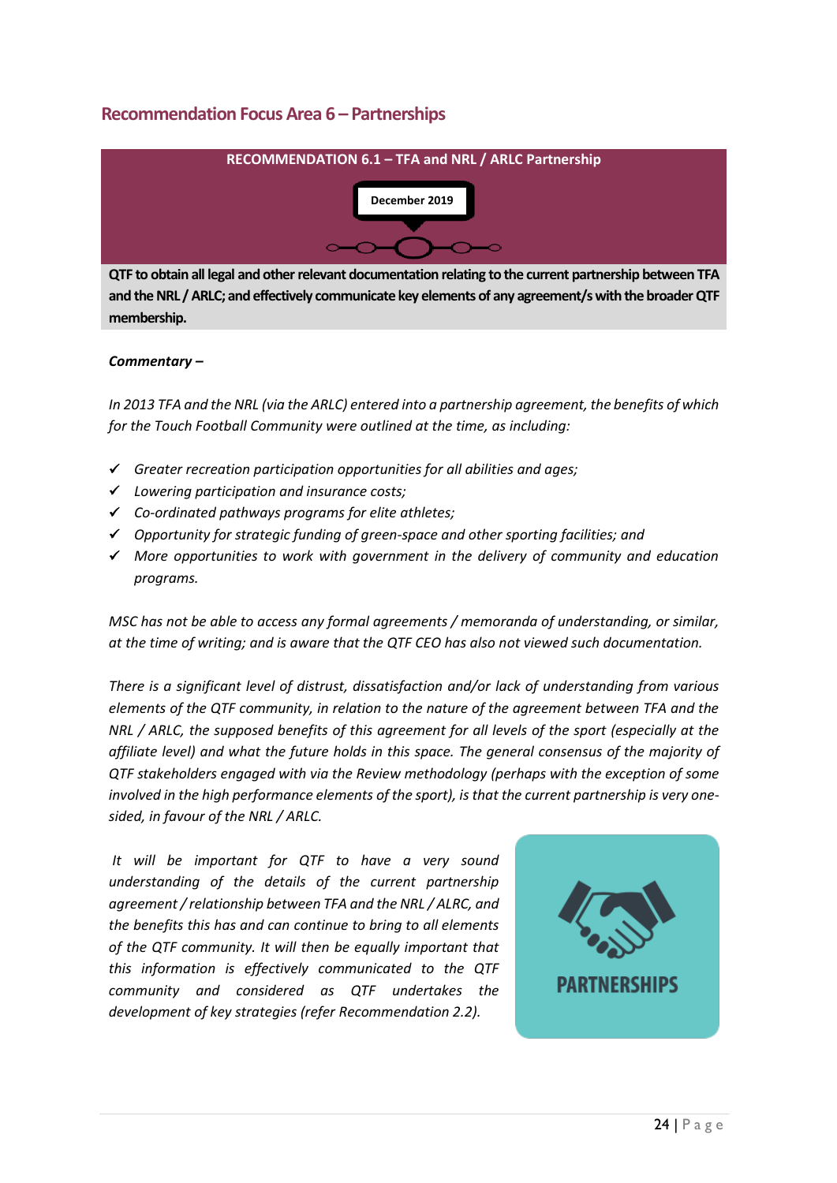## Recommendation Focus Area 6 – Partnerships

**RECOMMENDATION 6.1 – TFA and NRL / ARLC Partnership**

**December 2019**

**QTF to obtain all legal and other relevant documentation relating to the current partnership between TFA and the NRL / ARLC; and effectively communicate key elements of any agreement/s with the broader QTF membership.**

***Commentary –***

*In 2013 TFA and the NRL (via the ARLC) entered into a partnership agreement, the benefits of which for the Touch Football Community were outlined at the time, as including:*

- ✓ *Greater recreation participation opportunities for all abilities and ages;*
- ✓ *Lowering participation and insurance costs;*
- ✓ *Co-ordinated pathways programs for elite athletes;*
- ✓ *Opportunity for strategic funding of green-space and other sporting facilities; and*
- ✓ *More opportunities to work with government in the delivery of community and education programs.*

*MSC has not be able to access any formal agreements / memoranda of understanding, or similar, at the time of writing; and is aware that the QTF CEO has also not viewed such documentation.*

*There is a significant level of distrust, dissatisfaction and/or lack of understanding from various elements of the QTF community, in relation to the nature of the agreement between TFA and the NRL / ARLC, the supposed benefits of this agreement for all levels of the sport (especially at the affiliate level) and what the future holds in this space. The general consensus of the majority of QTF stakeholders engaged with via the Review methodology (perhaps with the exception of some involved in the high performance elements of the sport), is that the current partnership is very one-sided, in favour of the NRL / ARLC.*

*It will be important for QTF to have a very sound understanding of the details of the current partnership agreement / relationship between TFA and the NRL / ALRC, and the benefits this has and can continue to bring to all elements of the QTF community. It will then be equally important that this information is effectively communicated to the QTF community and considered as QTF undertakes the development of key strategies (refer Recommendation 2.2).*

PARTNERSHIPS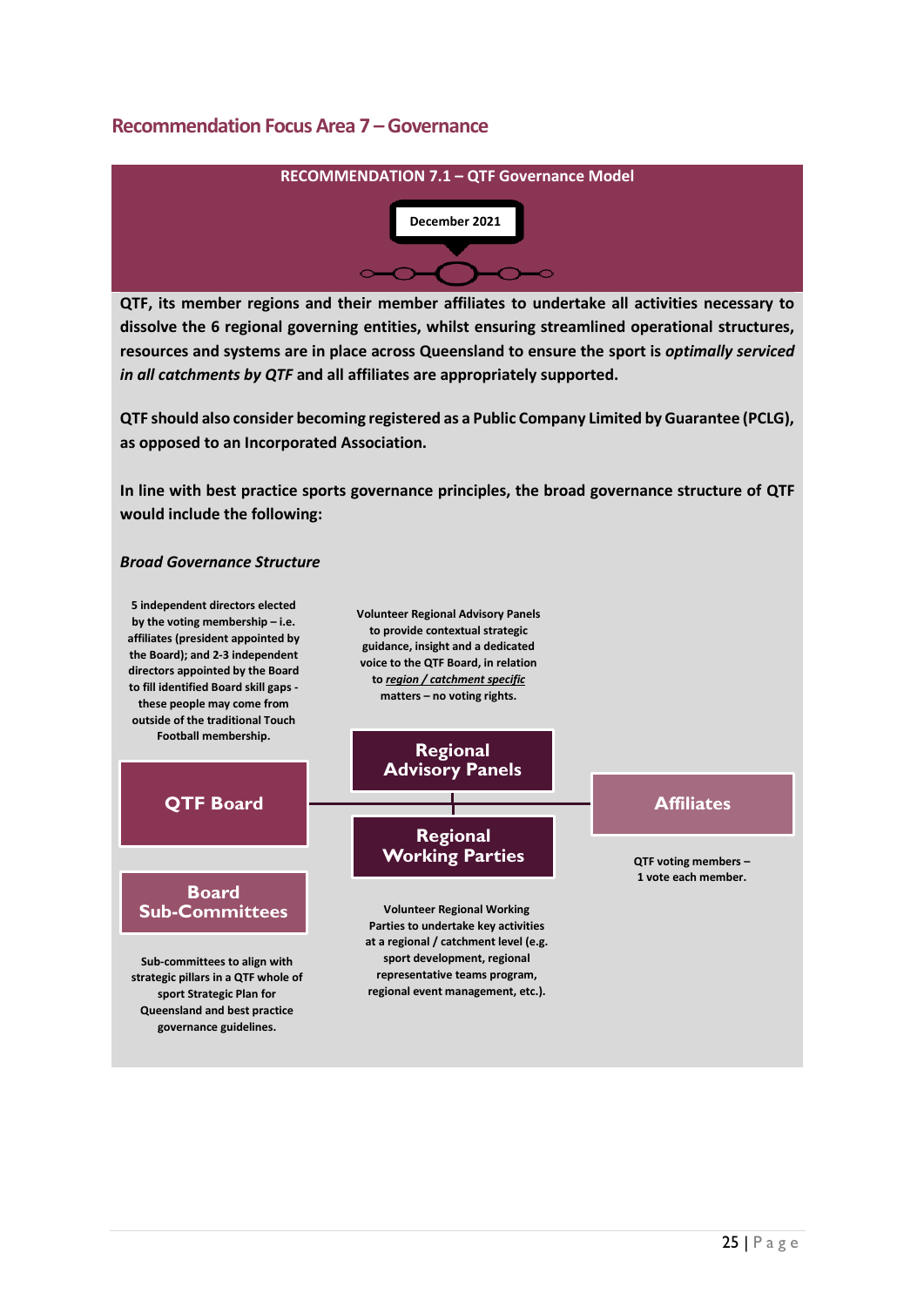## Recommendation Focus Area 7 – Governance

**RECOMMENDATION 7.1 – QTF Governance Model**

**December 2021**

**QTF, its member regions and their member affiliates to undertake all activities necessary to dissolve the 6 regional governing entities, whilst ensuring streamlined operational structures, resources and systems are in place across Queensland to ensure the sport is *optimally serviced in all catchments by QTF* and all affiliates are appropriately supported.**

**QTF should also consider becoming registered as a Public Company Limited by Guarantee (PCLG), as opposed to an Incorporated Association.**

**In line with best practice sports governance principles, the broad governance structure of QTF would include the following:**

***Broad Governance Structure***

**QTF Board**

5 independent directors elected by the voting membership – i.e. affiliates (president appointed by the Board); and 2-3 independent directors appointed by the Board to fill identified Board skill gaps - these people may come from outside of the traditional Touch Football membership.

**Board Sub-Committees**

Sub-committees to align with strategic pillars in a QTF whole of sport Strategic Plan for Queensland and best practice governance guidelines.

**Regional Advisory Panels**

Volunteer Regional Advisory Panels to provide contextual strategic guidance, insight and a dedicated voice to the QTF Board, in relation to *region / catchment specific* matters – no voting rights.

**Regional Working Parties**

Volunteer Regional Working Parties to undertake key activities at a regional / catchment level (e.g. sport development, regional representative teams program, regional event management, etc.).

**Affiliates**

QTF voting members – 1 vote each member.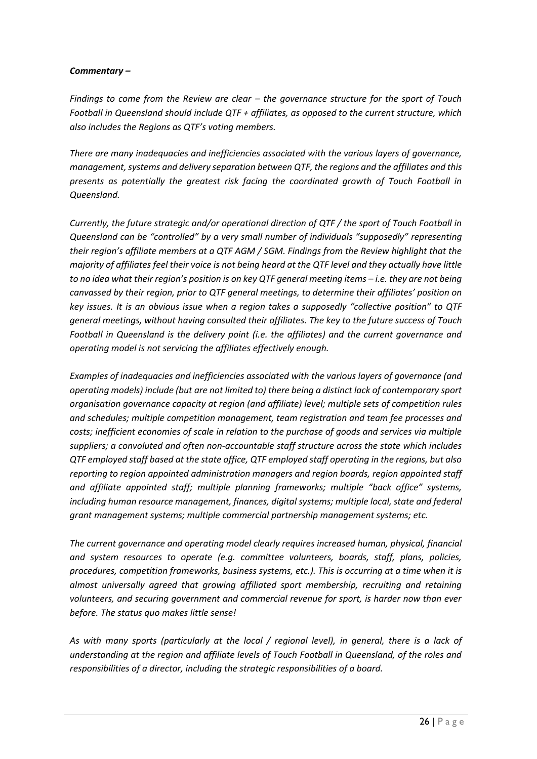***Commentary –***

*Findings to come from the Review are clear – the governance structure for the sport of Touch Football in Queensland should include QTF + affiliates, as opposed to the current structure, which also includes the Regions as QTF's voting members.*

*There are many inadequacies and inefficiencies associated with the various layers of governance, management, systems and delivery separation between QTF, the regions and the affiliates and this presents as potentially the greatest risk facing the coordinated growth of Touch Football in Queensland.*

*Currently, the future strategic and/or operational direction of QTF / the sport of Touch Football in Queensland can be "controlled" by a very small number of individuals "supposedly" representing their region's affiliate members at a QTF AGM / SGM. Findings from the Review highlight that the majority of affiliates feel their voice is not being heard at the QTF level and they actually have little to no idea what their region's position is on key QTF general meeting items – i.e. they are not being canvassed by their region, prior to QTF general meetings, to determine their affiliates' position on key issues. It is an obvious issue when a region takes a supposedly "collective position" to QTF general meetings, without having consulted their affiliates. The key to the future success of Touch Football in Queensland is the delivery point (i.e. the affiliates) and the current governance and operating model is not servicing the affiliates effectively enough.*

*Examples of inadequacies and inefficiencies associated with the various layers of governance (and operating models) include (but are not limited to) there being a distinct lack of contemporary sport organisation governance capacity at region (and affiliate) level; multiple sets of competition rules and schedules; multiple competition management, team registration and team fee processes and costs; inefficient economies of scale in relation to the purchase of goods and services via multiple suppliers; a convoluted and often non-accountable staff structure across the state which includes QTF employed staff based at the state office, QTF employed staff operating in the regions, but also reporting to region appointed administration managers and region boards, region appointed staff and affiliate appointed staff; multiple planning frameworks; multiple "back office" systems, including human resource management, finances, digital systems; multiple local, state and federal grant management systems; multiple commercial partnership management systems; etc.*

*The current governance and operating model clearly requires increased human, physical, financial and system resources to operate (e.g. committee volunteers, boards, staff, plans, policies, procedures, competition frameworks, business systems, etc.). This is occurring at a time when it is almost universally agreed that growing affiliated sport membership, recruiting and retaining volunteers, and securing government and commercial revenue for sport, is harder now than ever before. The status quo makes little sense!*

*As with many sports (particularly at the local / regional level), in general, there is a lack of understanding at the region and affiliate levels of Touch Football in Queensland, of the roles and responsibilities of a director, including the strategic responsibilities of a board.*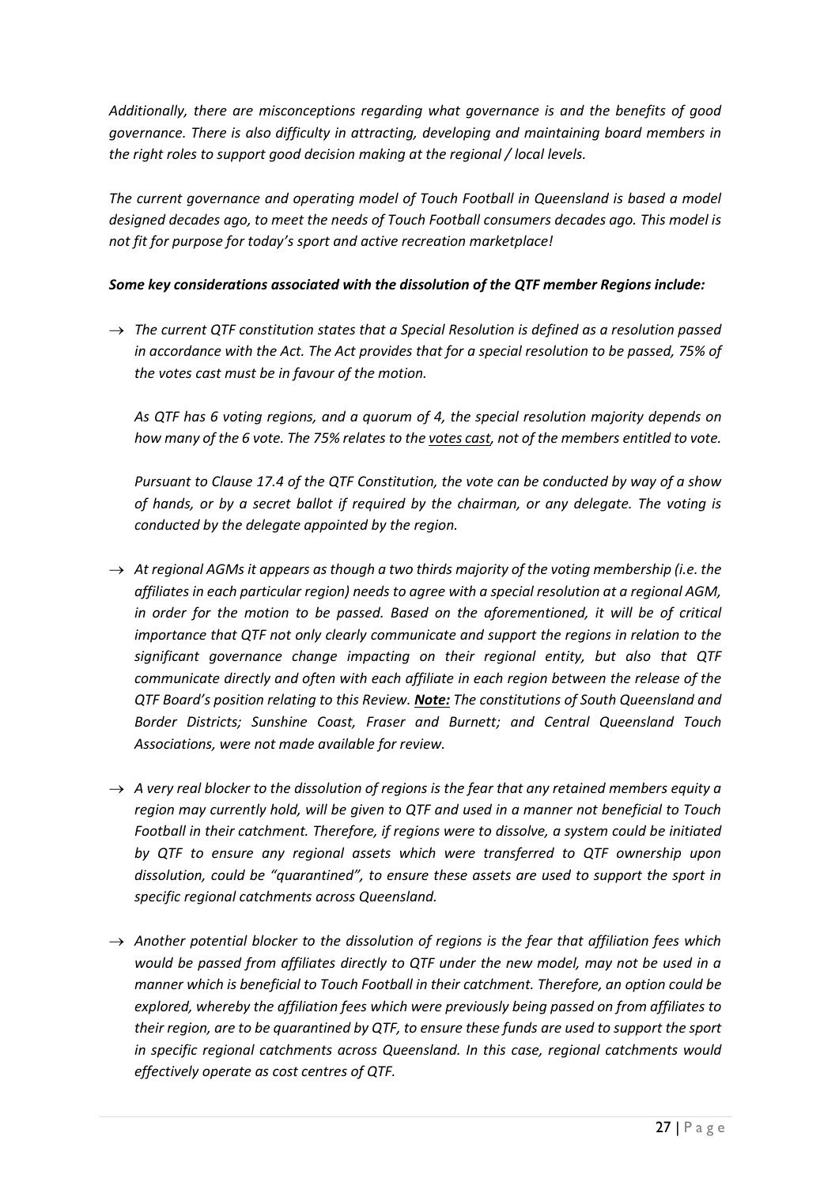*Additionally, there are misconceptions regarding what governance is and the benefits of good governance. There is also difficulty in attracting, developing and maintaining board members in the right roles to support good decision making at the regional / local levels.*

*The current governance and operating model of Touch Football in Queensland is based a model designed decades ago, to meet the needs of Touch Football consumers decades ago. This model is not fit for purpose for today's sport and active recreation marketplace!*

***Some key considerations associated with the dissolution of the QTF member Regions include:***

→ *The current QTF constitution states that a Special Resolution is defined as a resolution passed in accordance with the Act. The Act provides that for a special resolution to be passed, 75% of the votes cast must be in favour of the motion.*

  *As QTF has 6 voting regions, and a quorum of 4, the special resolution majority depends on how many of the 6 vote. The 75% relates to the <u>votes cast</u>, not of the members entitled to vote.*

  *Pursuant to Clause 17.4 of the QTF Constitution, the vote can be conducted by way of a show of hands, or by a secret ballot if required by the chairman, or any delegate. The voting is conducted by the delegate appointed by the region.*

→ *At regional AGMs it appears as though a two thirds majority of the voting membership (i.e. the affiliates in each particular region) needs to agree with a special resolution at a regional AGM, in order for the motion to be passed. Based on the aforementioned, it will be of critical importance that QTF not only clearly communicate and support the regions in relation to the significant governance change impacting on their regional entity, but also that QTF communicate directly and often with each affiliate in each region between the release of the QTF Board's position relating to this Review. **<u>Note:</u>** The constitutions of South Queensland and Border Districts; Sunshine Coast, Fraser and Burnett; and Central Queensland Touch Associations, were not made available for review.*

→ *A very real blocker to the dissolution of regions is the fear that any retained members equity a region may currently hold, will be given to QTF and used in a manner not beneficial to Touch Football in their catchment. Therefore, if regions were to dissolve, a system could be initiated by QTF to ensure any regional assets which were transferred to QTF ownership upon dissolution, could be "quarantined", to ensure these assets are used to support the sport in specific regional catchments across Queensland.*

→ *Another potential blocker to the dissolution of regions is the fear that affiliation fees which would be passed from affiliates directly to QTF under the new model, may not be used in a manner which is beneficial to Touch Football in their catchment. Therefore, an option could be explored, whereby the affiliation fees which were previously being passed on from affiliates to their region, are to be quarantined by QTF, to ensure these funds are used to support the sport in specific regional catchments across Queensland. In this case, regional catchments would effectively operate as cost centres of QTF.*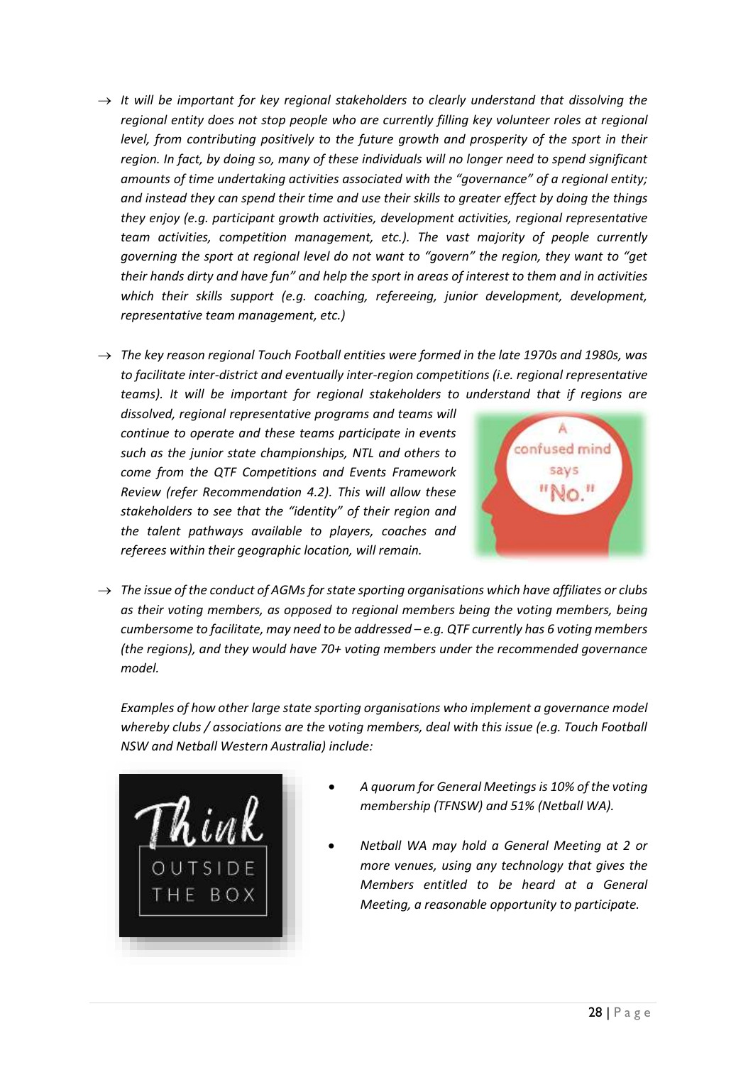→ *It will be important for key regional stakeholders to clearly understand that dissolving the regional entity does not stop people who are currently filling key volunteer roles at regional level, from contributing positively to the future growth and prosperity of the sport in their region. In fact, by doing so, many of these individuals will no longer need to spend significant amounts of time undertaking activities associated with the "governance" of a regional entity; and instead they can spend their time and use their skills to greater effect by doing the things they enjoy (e.g. participant growth activities, development activities, regional representative team activities, competition management, etc.). The vast majority of people currently governing the sport at regional level do not want to "govern" the region, they want to "get their hands dirty and have fun" and help the sport in areas of interest to them and in activities which their skills support (e.g. coaching, refereeing, junior development, development, representative team management, etc.)*

→ *The key reason regional Touch Football entities were formed in the late 1970s and 1980s, was to facilitate inter-district and eventually inter-region competitions (i.e. regional representative teams). It will be important for regional stakeholders to understand that if regions are dissolved, regional representative programs and teams will continue to operate and these teams participate in events such as the junior state championships, NTL and others to come from the QTF Competitions and Events Framework Review (refer Recommendation 4.2). This will allow these stakeholders to see that the "identity" of their region and the talent pathways available to players, coaches and referees within their geographic location, will remain.*

→ *The issue of the conduct of AGMs for state sporting organisations which have affiliates or clubs as their voting members, as opposed to regional members being the voting members, being cumbersome to facilitate, may need to be addressed – e.g. QTF currently has 6 voting members (the regions), and they would have 70+ voting members under the recommended governance model.*

*Examples of how other large state sporting organisations who implement a governance model whereby clubs / associations are the voting members, deal with this issue (e.g. Touch Football NSW and Netball Western Australia) include:*

- *A quorum for General Meetings is 10% of the voting membership (TFNSW) and 51% (Netball WA).*
- *Netball WA may hold a General Meeting at 2 or more venues, using any technology that gives the Members entitled to be heard at a General Meeting, a reasonable opportunity to participate.*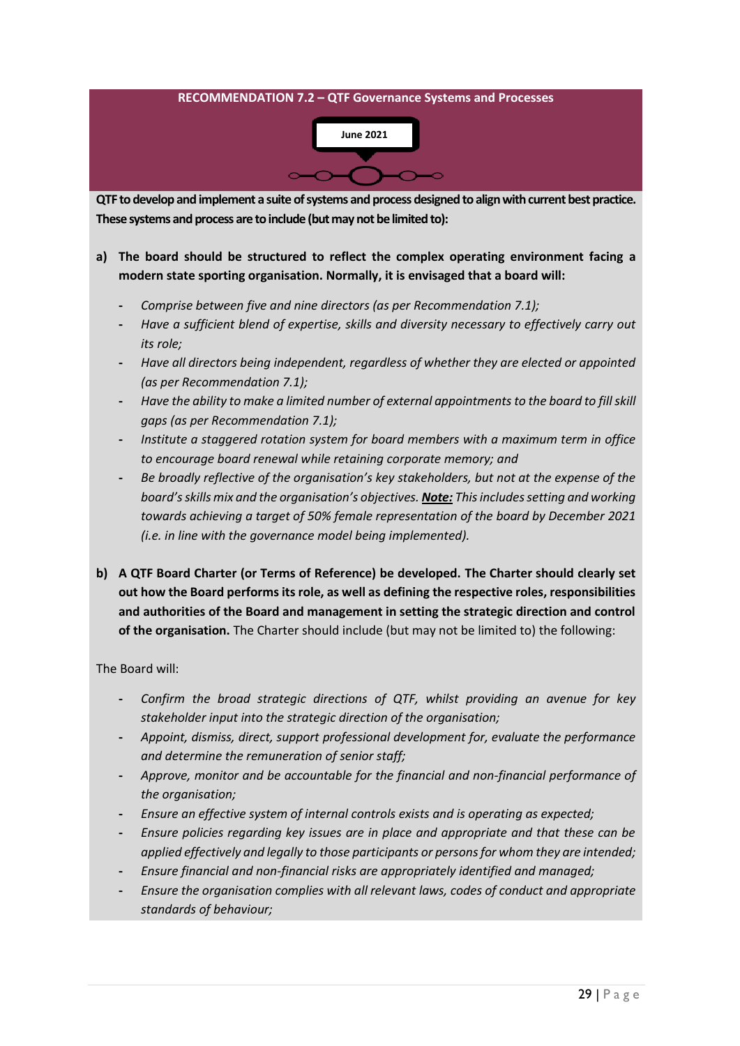## RECOMMENDATION 7.2 – QTF Governance Systems and Processes

**June 2021**

**QTF to develop and implement a suite of systems and process designed to align with current best practice. These systems and process are to include (but may not be limited to):**

**a) The board should be structured to reflect the complex operating environment facing a modern state sporting organisation. Normally, it is envisaged that a board will:**

- *Comprise between five and nine directors (as per Recommendation 7.1);*
- *Have a sufficient blend of expertise, skills and diversity necessary to effectively carry out its role;*
- *Have all directors being independent, regardless of whether they are elected or appointed (as per Recommendation 7.1);*
- *Have the ability to make a limited number of external appointments to the board to fill skill gaps (as per Recommendation 7.1);*
- *Institute a staggered rotation system for board members with a maximum term in office to encourage board renewal while retaining corporate memory; and*
- *Be broadly reflective of the organisation's key stakeholders, but not at the expense of the board's skills mix and the organisation's objectives. **Note:** This includes setting and working towards achieving a target of 50% female representation of the board by December 2021 (i.e. in line with the governance model being implemented).*

**b) A QTF Board Charter (or Terms of Reference) be developed. The Charter should clearly set out how the Board performs its role, as well as defining the respective roles, responsibilities and authorities of the Board and management in setting the strategic direction and control of the organisation.** The Charter should include (but may not be limited to) the following:

The Board will:

- *Confirm the broad strategic directions of QTF, whilst providing an avenue for key stakeholder input into the strategic direction of the organisation;*
- *Appoint, dismiss, direct, support professional development for, evaluate the performance and determine the remuneration of senior staff;*
- *Approve, monitor and be accountable for the financial and non-financial performance of the organisation;*
- *Ensure an effective system of internal controls exists and is operating as expected;*
- *Ensure policies regarding key issues are in place and appropriate and that these can be applied effectively and legally to those participants or persons for whom they are intended;*
- *Ensure financial and non-financial risks are appropriately identified and managed;*
- *Ensure the organisation complies with all relevant laws, codes of conduct and appropriate standards of behaviour;*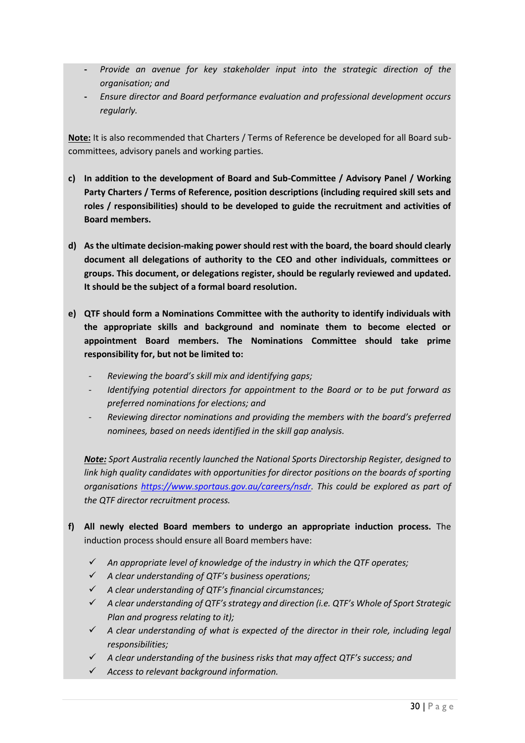- *Provide an avenue for key stakeholder input into the strategic direction of the organisation; and*
- *Ensure director and Board performance evaluation and professional development occurs regularly.*

**Note:** It is also recommended that Charters / Terms of Reference be developed for all Board sub-committees, advisory panels and working parties.

c) **In addition to the development of Board and Sub-Committee / Advisory Panel / Working Party Charters / Terms of Reference, position descriptions (including required skill sets and roles / responsibilities) should to be developed to guide the recruitment and activities of Board members.**

d) **As the ultimate decision-making power should rest with the board, the board should clearly document all delegations of authority to the CEO and other individuals, committees or groups. This document, or delegations register, should be regularly reviewed and updated. It should be the subject of a formal board resolution.**

e) **QTF should form a Nominations Committee with the authority to identify individuals with the appropriate skills and background and nominate them to become elected or appointment Board members. The Nominations Committee should take prime responsibility for, but not be limited to:**

   - *Reviewing the board's skill mix and identifying gaps;*
   - *Identifying potential directors for appointment to the Board or to be put forward as preferred nominations for elections; and*
   - *Reviewing director nominations and providing the members with the board's preferred nominees, based on needs identified in the skill gap analysis.*

   ***Note:*** *Sport Australia recently launched the National Sports Directorship Register, designed to link high quality candidates with opportunities for director positions on the boards of sporting organisations https://www.sportaus.gov.au/careers/nsdr. This could be explored as part of the QTF director recruitment process.*

f) **All newly elected Board members to undergo an appropriate induction process.** The induction process should ensure all Board members have:

   - ✓ *An appropriate level of knowledge of the industry in which the QTF operates;*
   - ✓ *A clear understanding of QTF's business operations;*
   - ✓ *A clear understanding of QTF's financial circumstances;*
   - ✓ *A clear understanding of QTF's strategy and direction (i.e. QTF's Whole of Sport Strategic Plan and progress relating to it);*
   - ✓ *A clear understanding of what is expected of the director in their role, including legal responsibilities;*
   - ✓ *A clear understanding of the business risks that may affect QTF's success; and*
   - ✓ *Access to relevant background information.*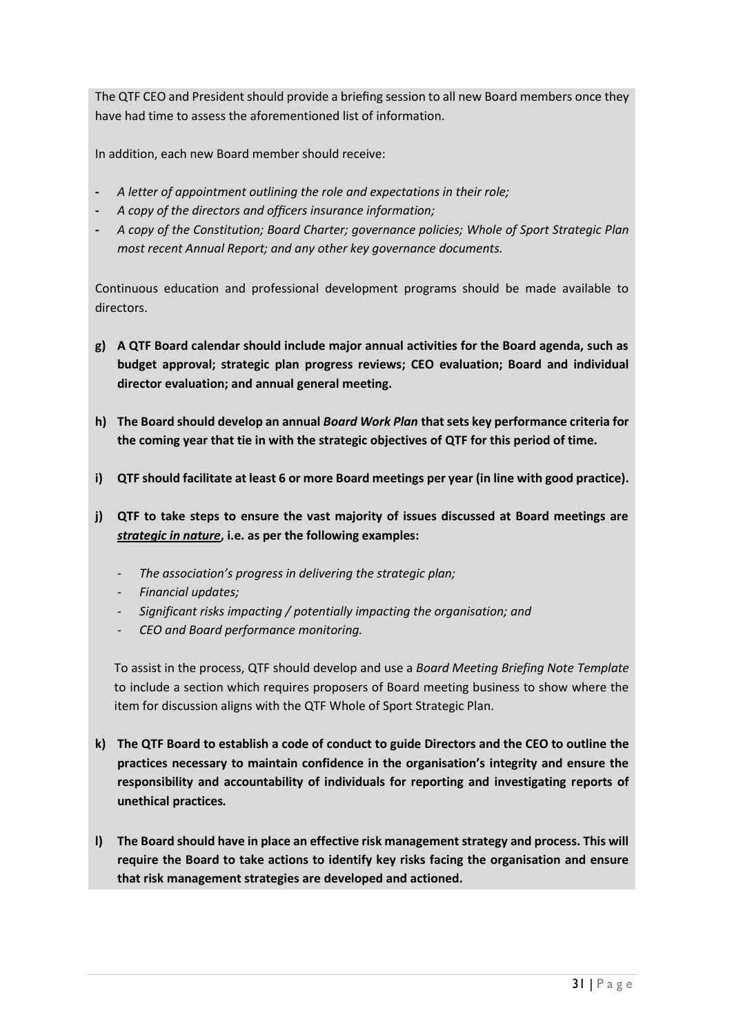The QTF CEO and President should provide a briefing session to all new Board members once they have had time to assess the aforementioned list of information.

In addition, each new Board member should receive:

- *A letter of appointment outlining the role and expectations in their role;*
- *A copy of the directors and officers insurance information;*
- *A copy of the Constitution; Board Charter; governance policies; Whole of Sport Strategic Plan most recent Annual Report; and any other key governance documents.*

Continuous education and professional development programs should be made available to directors.

**g) A QTF Board calendar should include major annual activities for the Board agenda, such as budget approval; strategic plan progress reviews; CEO evaluation; Board and individual director evaluation; and annual general meeting.**

**h) The Board should develop an annual *Board Work Plan* that sets key performance criteria for the coming year that tie in with the strategic objectives of QTF for this period of time.**

**i) QTF should facilitate at least 6 or more Board meetings per year (in line with good practice).**

**j) QTF to take steps to ensure the vast majority of issues discussed at Board meetings are *strategic in nature*, i.e. as per the following examples:**

- *The association's progress in delivering the strategic plan;*
- *Financial updates;*
- *Significant risks impacting / potentially impacting the organisation; and*
- *CEO and Board performance monitoring.*

To assist in the process, QTF should develop and use a *Board Meeting Briefing Note Template* to include a section which requires proposers of Board meeting business to show where the item for discussion aligns with the QTF Whole of Sport Strategic Plan.

**k) The QTF Board to establish a code of conduct to guide Directors and the CEO to outline the practices necessary to maintain confidence in the organisation's integrity and ensure the responsibility and accountability of individuals for reporting and investigating reports of unethical practices.**

**l) The Board should have in place an effective risk management strategy and process. This will require the Board to take actions to identify key risks facing the organisation and ensure that risk management strategies are developed and actioned.**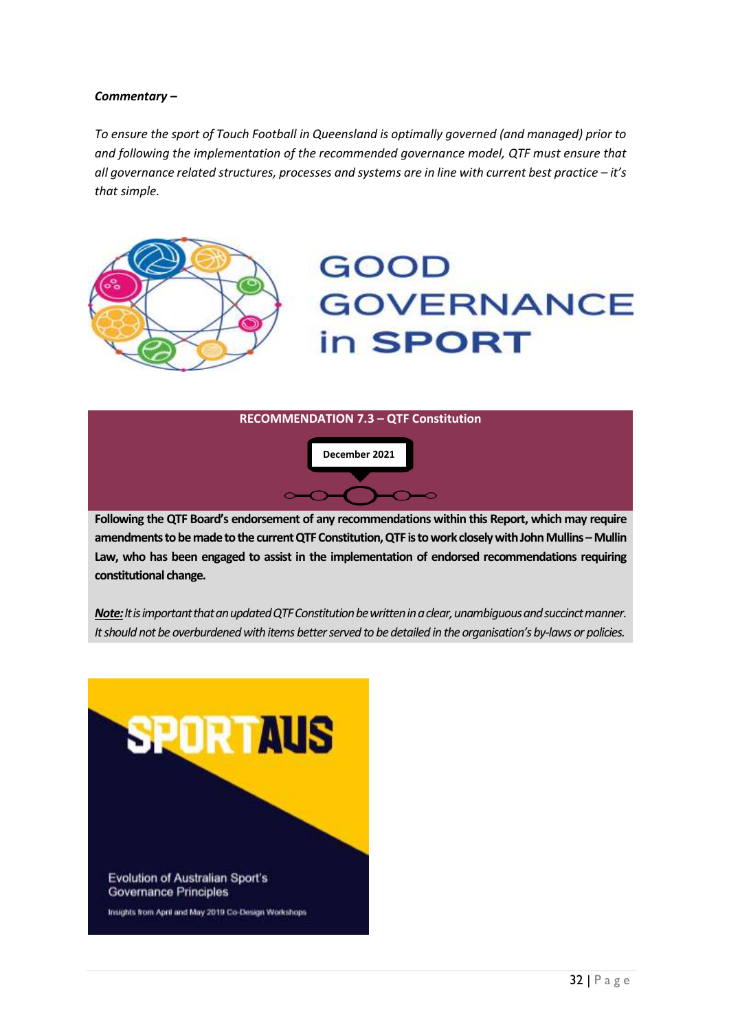***Commentary –***

*To ensure the sport of Touch Football in Queensland is optimally governed (and managed) prior to and following the implementation of the recommended governance model, QTF must ensure that all governance related structures, processes and systems are in line with current best practice – it's that simple.*

GOOD GOVERNANCE in SPORT

**RECOMMENDATION 7.3 – QTF Constitution**

**December 2021**

**Following the QTF Board's endorsement of any recommendations within this Report, which may require amendments to be made to the current QTF Constitution, QTF is to work closely with John Mullins – Mullin Law, who has been engaged to assist in the implementation of endorsed recommendations requiring constitutional change.**

***Note:*** *It is important that an updated QTF Constitution be written in a clear, unambiguous and succinct manner. It should not be overburdened with items better served to be detailed in the organisation's by-laws or policies.*

SPORTAUS

Evolution of Australian Sport's Governance Principles

Insights from April and May 2019 Co-Design Workshops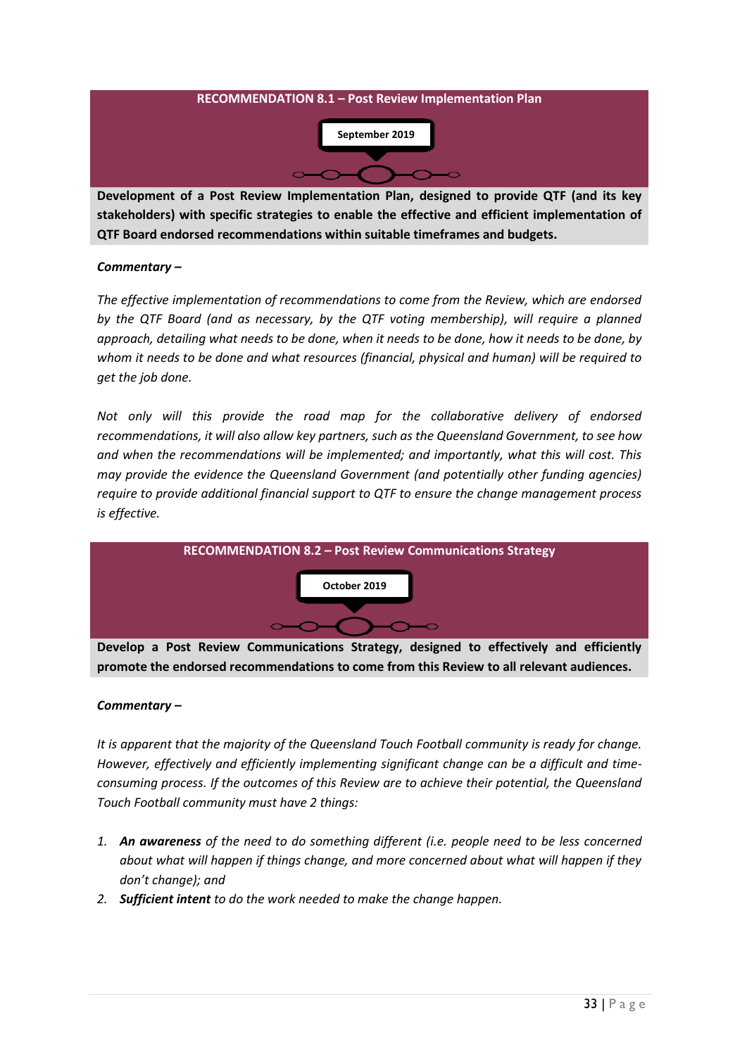### RECOMMENDATION 8.1 – Post Review Implementation Plan

**September 2019**

**Development of a Post Review Implementation Plan, designed to provide QTF (and its key stakeholders) with specific strategies to enable the effective and efficient implementation of QTF Board endorsed recommendations within suitable timeframes and budgets.**

***Commentary –***

*The effective implementation of recommendations to come from the Review, which are endorsed by the QTF Board (and as necessary, by the QTF voting membership), will require a planned approach, detailing what needs to be done, when it needs to be done, how it needs to be done, by whom it needs to be done and what resources (financial, physical and human) will be required to get the job done.*

*Not only will this provide the road map for the collaborative delivery of endorsed recommendations, it will also allow key partners, such as the Queensland Government, to see how and when the recommendations will be implemented; and importantly, what this will cost. This may provide the evidence the Queensland Government (and potentially other funding agencies) require to provide additional financial support to QTF to ensure the change management process is effective.*

### RECOMMENDATION 8.2 – Post Review Communications Strategy

**October 2019**

**Develop a Post Review Communications Strategy, designed to effectively and efficiently promote the endorsed recommendations to come from this Review to all relevant audiences.**

***Commentary –***

*It is apparent that the majority of the Queensland Touch Football community is ready for change. However, effectively and efficiently implementing significant change can be a difficult and time-consuming process. If the outcomes of this Review are to achieve their potential, the Queensland Touch Football community must have 2 things:*

1. ***An awareness*** *of the need to do something different (i.e. people need to be less concerned about what will happen if things change, and more concerned about what will happen if they don't change); and*
2. ***Sufficient intent*** *to do the work needed to make the change happen.*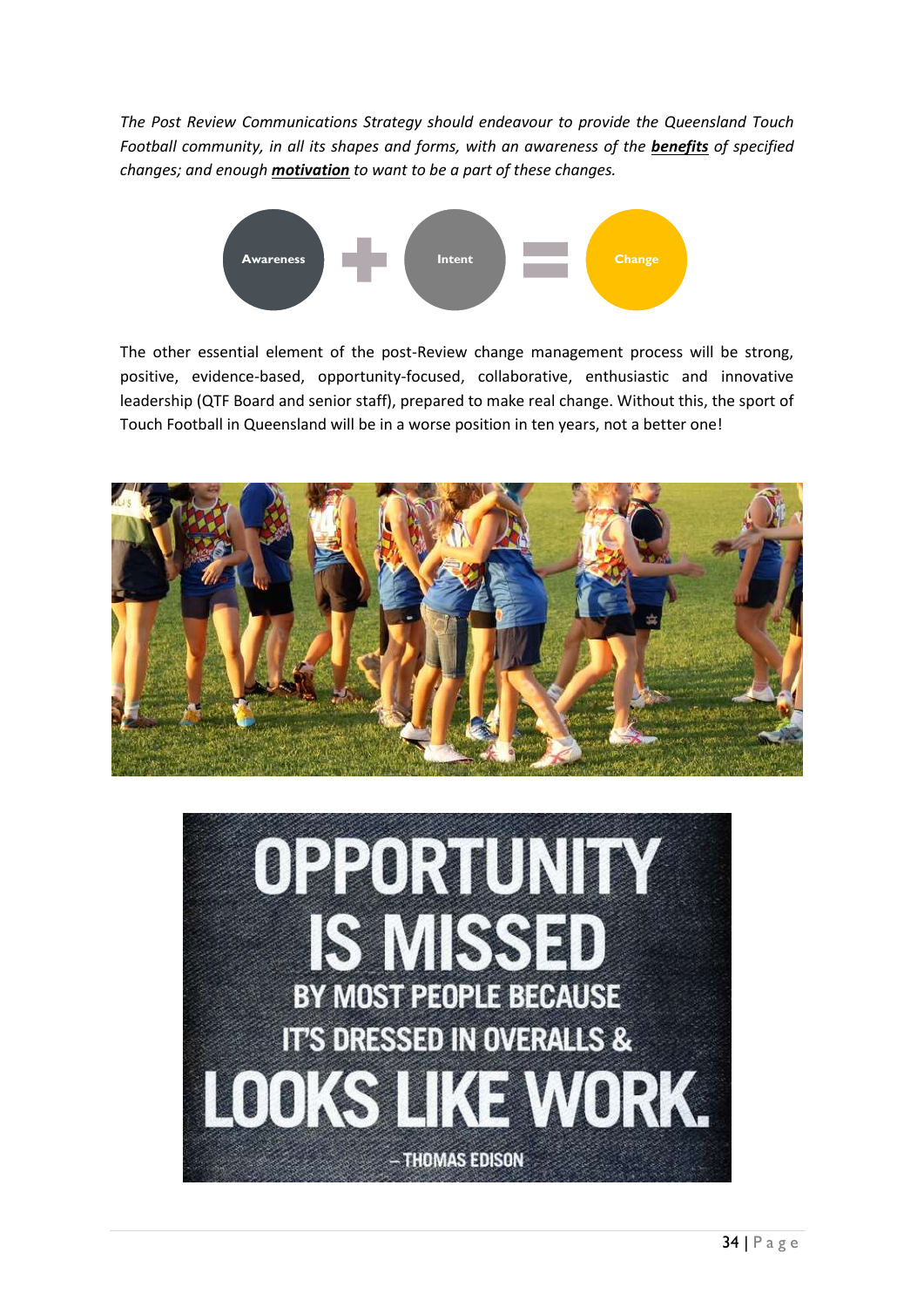*The Post Review Communications Strategy should endeavour to provide the Queensland Touch Football community, in all its shapes and forms, with an awareness of the* ***benefits*** *of specified changes; and enough* ***motivation*** *to want to be a part of these changes.*

Awareness + Intent = Change

The other essential element of the post-Review change management process will be strong, positive, evidence-based, opportunity-focused, collaborative, enthusiastic and innovative leadership (QTF Board and senior staff), prepared to make real change. Without this, the sport of Touch Football in Queensland will be in a worse position in ten years, not a better one!

OPPORTUNITY IS MISSED BY MOST PEOPLE BECAUSE IT'S DRESSED IN OVERALLS & LOOKS LIKE WORK.

– THOMAS EDISON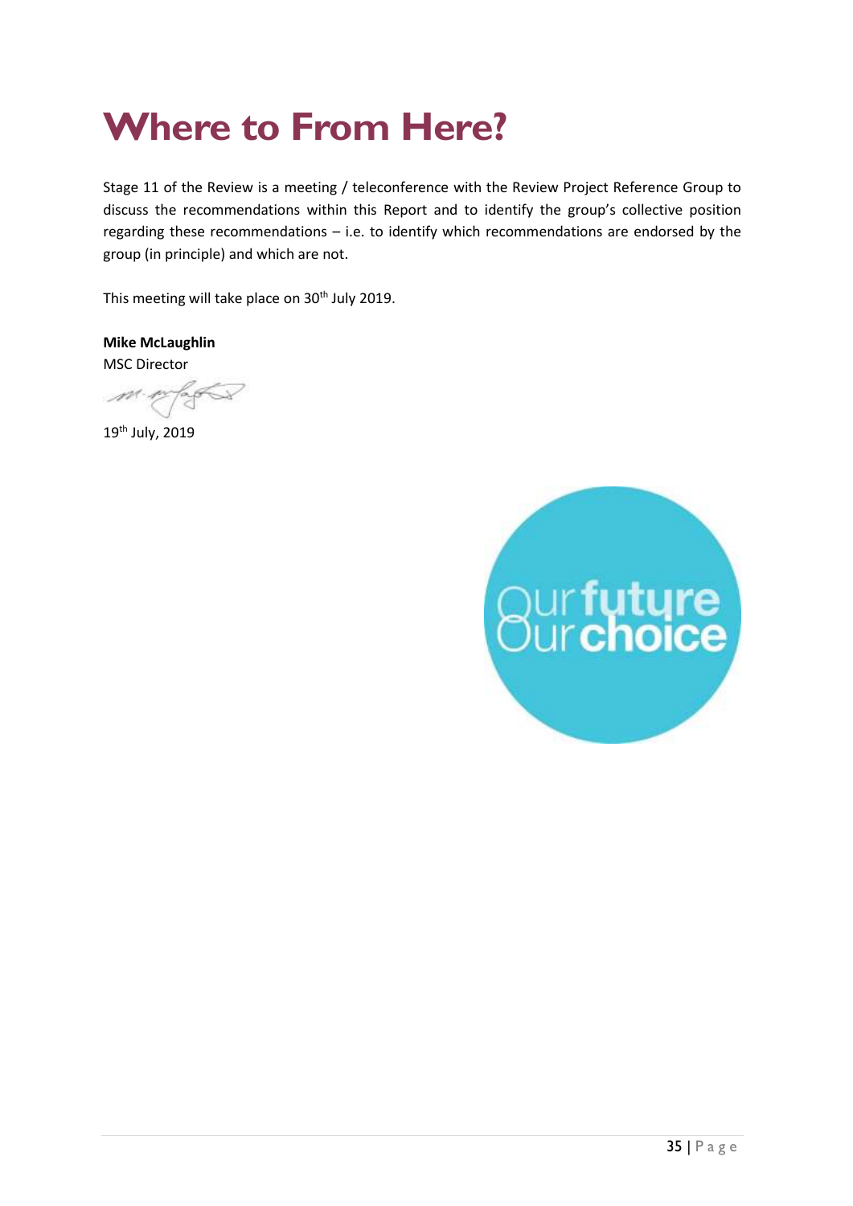# Where to From Here?

Stage 11 of the Review is a meeting / teleconference with the Review Project Reference Group to discuss the recommendations within this Report and to identify the group's collective position regarding these recommendations – i.e. to identify which recommendations are endorsed by the group (in principle) and which are not.

This meeting will take place on 30th July 2019.

**Mike McLaughlin**
MSC Director

19th July, 2019